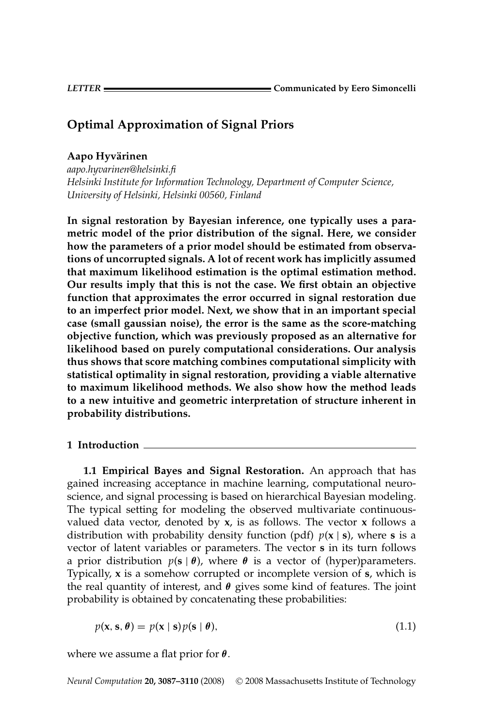LETTER — Communicated by Eero Simoncelli

# Optimal Approximation of Signal Priors

**Aapo Hyvärinen**
*aapo.hyvarinen@helsinki.fi*
*Helsinki Institute for Information Technology, Department of Computer Science, University of Helsinki, Helsinki 00560, Finland*

**In signal restoration by Bayesian inference, one typically uses a parametric model of the prior distribution of the signal. Here, we consider how the parameters of a prior model should be estimated from observations of uncorrupted signals. A lot of recent work has implicitly assumed that maximum likelihood estimation is the optimal estimation method. Our results imply that this is not the case. We first obtain an objective function that approximates the error occurred in signal restoration due to an imperfect prior model. Next, we show that in an important special case (small gaussian noise), the error is the same as the score-matching objective function, which was previously proposed as an alternative for likelihood based on purely computational considerations. Our analysis thus shows that score matching combines computational simplicity with statistical optimality in signal restoration, providing a viable alternative to maximum likelihood methods. We also show how the method leads to a new intuitive and geometric interpretation of structure inherent in probability distributions.**

## 1 Introduction

**1.1 Empirical Bayes and Signal Restoration.** An approach that has gained increasing acceptance in machine learning, computational neuroscience, and signal processing is based on hierarchical Bayesian modeling. The typical setting for modeling the observed multivariate continuous-valued data vector, denoted by $\mathbf{x}$, is as follows. The vector $\mathbf{x}$ follows a distribution with probability density function (pdf) $p(\mathbf{x} \mid \mathbf{s})$, where $\mathbf{s}$ is a vector of latent variables or parameters. The vector $\mathbf{s}$ in its turn follows a prior distribution $p(\mathbf{s} \mid \boldsymbol{\theta})$, where $\boldsymbol{\theta}$ is a vector of (hyper)parameters. Typically, $\mathbf{x}$ is a somehow corrupted or incomplete version of $\mathbf{s}$, which is the real quantity of interest, and $\boldsymbol{\theta}$ gives some kind of features. The joint probability is obtained by concatenating these probabilities:

$$p(\mathbf{x}, \mathbf{s}, \boldsymbol{\theta}) = p(\mathbf{x} \mid \mathbf{s})p(\mathbf{s} \mid \boldsymbol{\theta}), \tag{1.1}$$

where we assume a flat prior for $\boldsymbol{\theta}$.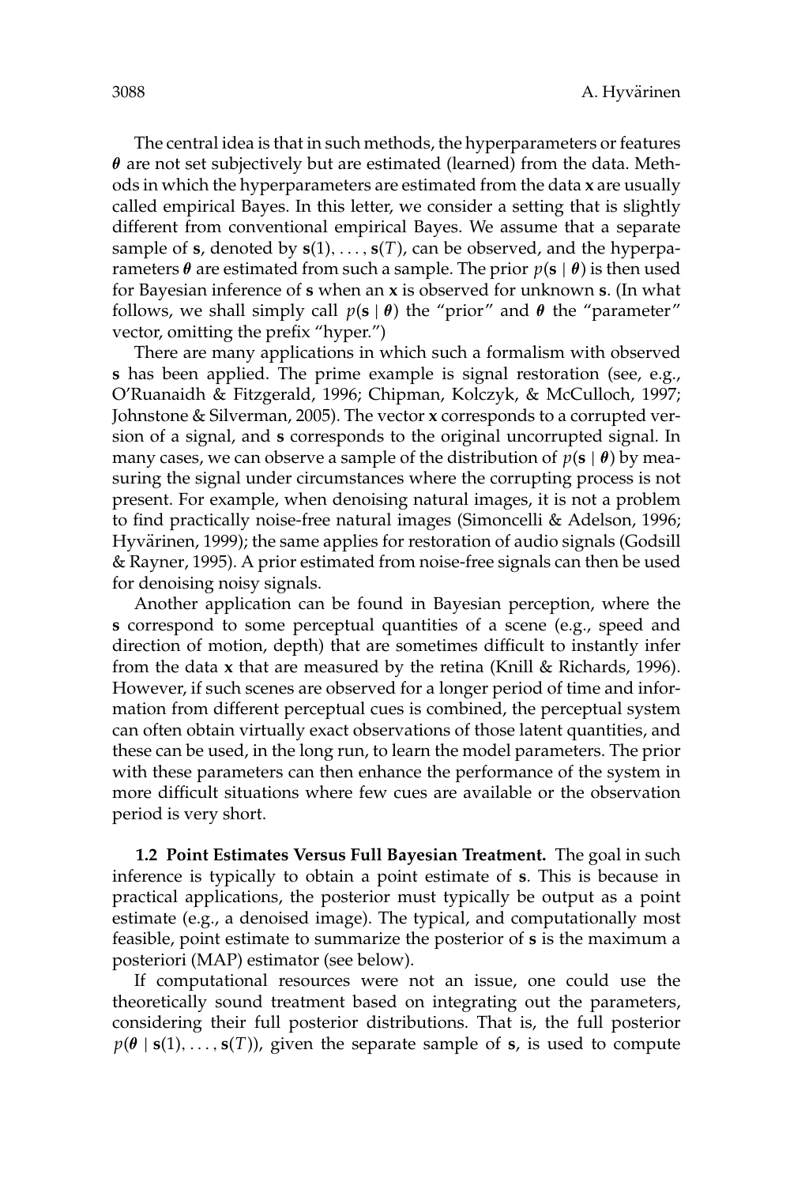The central idea is that in such methods, the hyperparameters or features $\boldsymbol{\theta}$ are not set subjectively but are estimated (learned) from the data. Methods in which the hyperparameters are estimated from the data $\mathbf{x}$ are usually called empirical Bayes. In this letter, we consider a setting that is slightly different from conventional empirical Bayes. We assume that a separate sample of $\mathbf{s}$, denoted by $\mathbf{s}(1), \ldots, \mathbf{s}(T)$, can be observed, and the hyperparameters $\boldsymbol{\theta}$ are estimated from such a sample. The prior $p(\mathbf{s} \mid \boldsymbol{\theta})$ is then used for Bayesian inference of $\mathbf{s}$ when an $\mathbf{x}$ is observed for unknown $\mathbf{s}$. (In what follows, we shall simply call $p(\mathbf{s} \mid \boldsymbol{\theta})$ the "prior" and $\boldsymbol{\theta}$ the "parameter" vector, omitting the prefix "hyper.")

There are many applications in which such a formalism with observed $\mathbf{s}$ has been applied. The prime example is signal restoration (see, e.g., O'Ruanaidh & Fitzgerald, 1996; Chipman, Kolczyk, & McCulloch, 1997; Johnstone & Silverman, 2005). The vector $\mathbf{x}$ corresponds to a corrupted version of a signal, and $\mathbf{s}$ corresponds to the original uncorrupted signal. In many cases, we can observe a sample of the distribution of $p(\mathbf{s} \mid \boldsymbol{\theta})$ by measuring the signal under circumstances where the corrupting process is not present. For example, when denoising natural images, it is not a problem to find practically noise-free natural images (Simoncelli & Adelson, 1996; Hyvärinen, 1999); the same applies for restoration of audio signals (Godsill & Rayner, 1995). A prior estimated from noise-free signals can then be used for denoising noisy signals.

Another application can be found in Bayesian perception, where the $\mathbf{s}$ correspond to some perceptual quantities of a scene (e.g., speed and direction of motion, depth) that are sometimes difficult to instantly infer from the data $\mathbf{x}$ that are measured by the retina (Knill & Richards, 1996). However, if such scenes are observed for a longer period of time and information from different perceptual cues is combined, the perceptual system can often obtain virtually exact observations of those latent quantities, and these can be used, in the long run, to learn the model parameters. The prior with these parameters can then enhance the performance of the system in more difficult situations where few cues are available or the observation period is very short.

**1.2 Point Estimates Versus Full Bayesian Treatment.** The goal in such inference is typically to obtain a point estimate of $\mathbf{s}$. This is because in practical applications, the posterior must typically be output as a point estimate (e.g., a denoised image). The typical, and computationally most feasible, point estimate to summarize the posterior of $\mathbf{s}$ is the maximum a posteriori (MAP) estimator (see below).

If computational resources were not an issue, one could use the theoretically sound treatment based on integrating out the parameters, considering their full posterior distributions. That is, the full posterior $p(\boldsymbol{\theta} \mid \mathbf{s}(1), \ldots, \mathbf{s}(T))$, given the separate sample of $\mathbf{s}$, is used to compute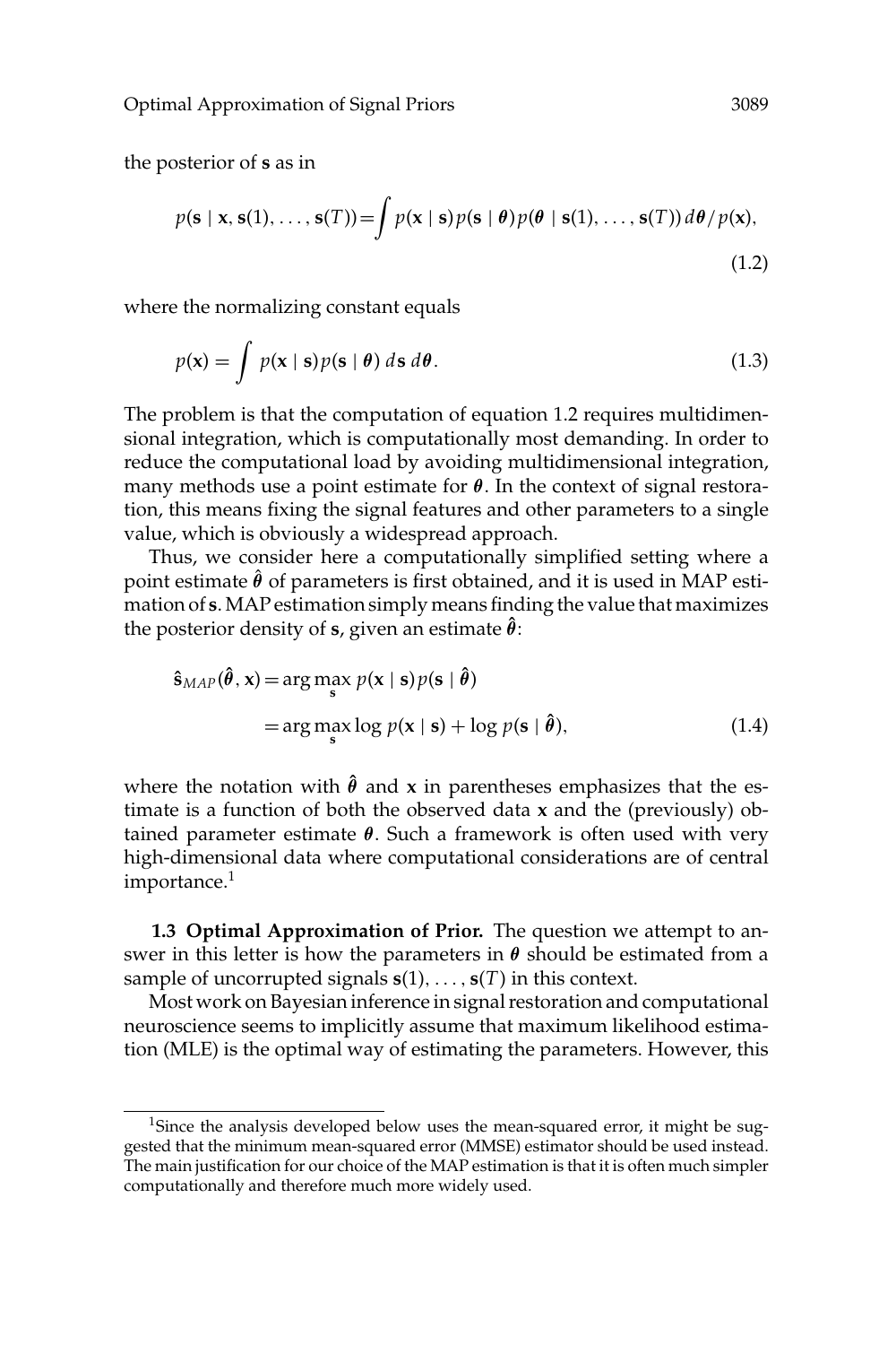the posterior of $\mathbf{s}$ as in

$$p(\mathbf{s} \mid \mathbf{x}, \mathbf{s}(1), \ldots, \mathbf{s}(T)) = \int p(\mathbf{x} \mid \mathbf{s}) p(\mathbf{s} \mid \boldsymbol{\theta}) p(\boldsymbol{\theta} \mid \mathbf{s}(1), \ldots, \mathbf{s}(T)) \, d\boldsymbol{\theta} / p(\mathbf{x}), \tag{1.2}$$

where the normalizing constant equals

$$p(\mathbf{x}) = \int p(\mathbf{x} \mid \mathbf{s}) p(\mathbf{s} \mid \boldsymbol{\theta}) \, d\mathbf{s} \, d\boldsymbol{\theta}. \tag{1.3}$$

The problem is that the computation of equation 1.2 requires multidimensional integration, which is computationally most demanding. In order to reduce the computational load by avoiding multidimensional integration, many methods use a point estimate for $\boldsymbol{\theta}$. In the context of signal restoration, this means fixing the signal features and other parameters to a single value, which is obviously a widespread approach.

Thus, we consider here a computationally simplified setting where a point estimate $\hat{\boldsymbol{\theta}}$ of parameters is first obtained, and it is used in MAP estimation of $\mathbf{s}$. MAP estimation simply means finding the value that maximizes the posterior density of $\mathbf{s}$, given an estimate $\hat{\boldsymbol{\theta}}$:

$$\begin{aligned} \hat{\mathbf{s}}_{MAP}(\hat{\boldsymbol{\theta}}, \mathbf{x}) &= \arg\max_{\mathbf{s}} p(\mathbf{x} \mid \mathbf{s}) p(\mathbf{s} \mid \hat{\boldsymbol{\theta}}) \\ &= \arg\max_{\mathbf{s}} \log p(\mathbf{x} \mid \mathbf{s}) + \log p(\mathbf{s} \mid \hat{\boldsymbol{\theta}}), \end{aligned} \tag{1.4}$$

where the notation with $\hat{\boldsymbol{\theta}}$ and $\mathbf{x}$ in parentheses emphasizes that the estimate is a function of both the observed data $\mathbf{x}$ and the (previously) obtained parameter estimate $\boldsymbol{\theta}$. Such a framework is often used with very high-dimensional data where computational considerations are of central importance.[1]

**1.3 Optimal Approximation of Prior.** The question we attempt to answer in this letter is how the parameters in $\boldsymbol{\theta}$ should be estimated from a sample of uncorrupted signals $\mathbf{s}(1), \ldots, \mathbf{s}(T)$ in this context.

Most work on Bayesian inference in signal restoration and computational neuroscience seems to implicitly assume that maximum likelihood estimation (MLE) is the optimal way of estimating the parameters. However, this

[1]Since the analysis developed below uses the mean-squared error, it might be suggested that the minimum mean-squared error (MMSE) estimator should be used instead. The main justification for our choice of the MAP estimation is that it is often much simpler computationally and therefore much more widely used.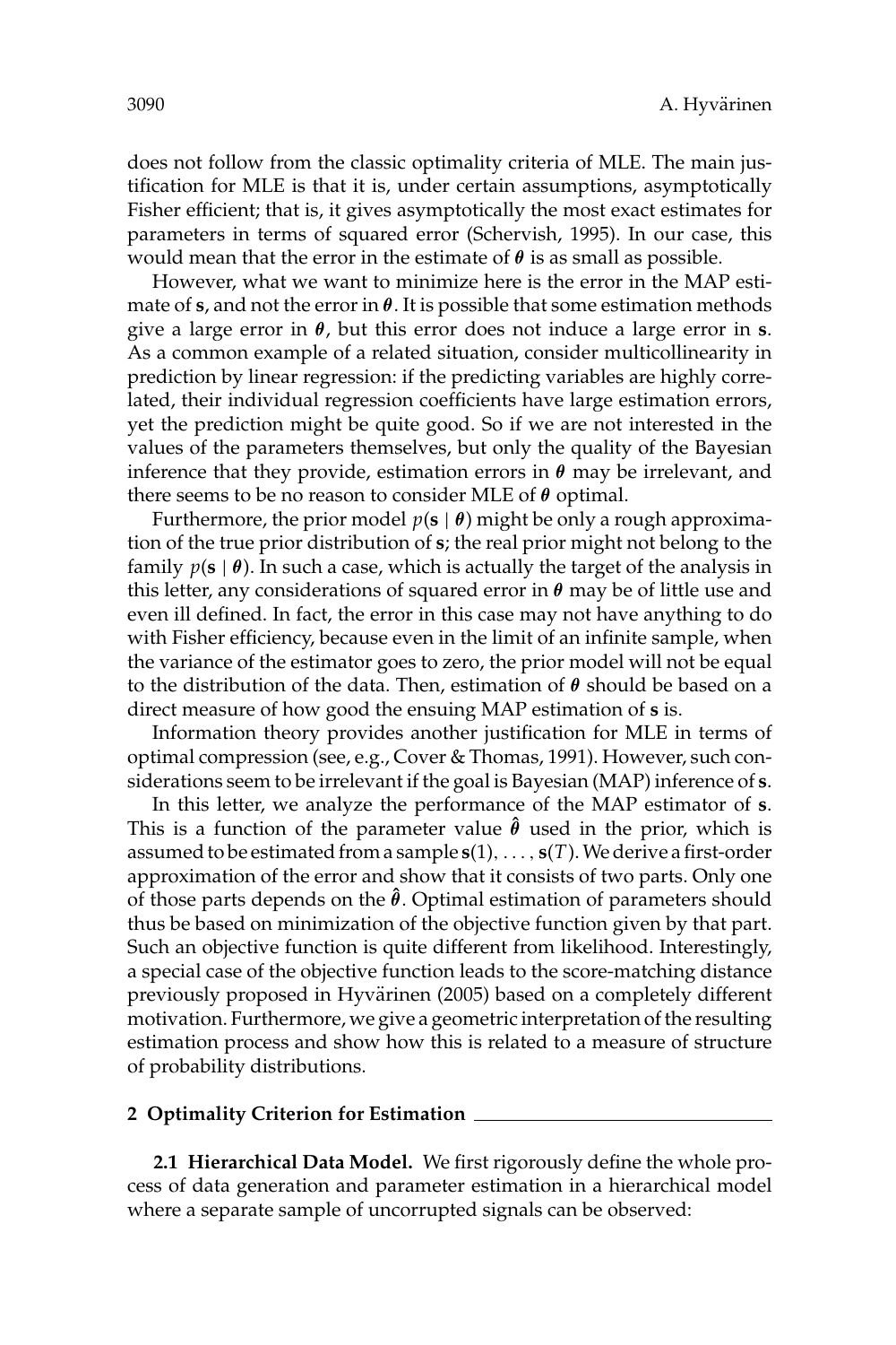does not follow from the classic optimality criteria of MLE. The main justification for MLE is that it is, under certain assumptions, asymptotically Fisher efficient; that is, it gives asymptotically the most exact estimates for parameters in terms of squared error (Schervish, 1995). In our case, this would mean that the error in the estimate of $\boldsymbol{\theta}$ is as small as possible.

However, what we want to minimize here is the error in the MAP estimate of $\mathbf{s}$, and not the error in $\boldsymbol{\theta}$. It is possible that some estimation methods give a large error in $\boldsymbol{\theta}$, but this error does not induce a large error in $\mathbf{s}$. As a common example of a related situation, consider multicollinearity in prediction by linear regression: if the predicting variables are highly correlated, their individual regression coefficients have large estimation errors, yet the prediction might be quite good. So if we are not interested in the values of the parameters themselves, but only the quality of the Bayesian inference that they provide, estimation errors in $\boldsymbol{\theta}$ may be irrelevant, and there seems to be no reason to consider MLE of $\boldsymbol{\theta}$ optimal.

Furthermore, the prior model $p(\mathbf{s} \mid \boldsymbol{\theta})$ might be only a rough approximation of the true prior distribution of $\mathbf{s}$; the real prior might not belong to the family $p(\mathbf{s} \mid \boldsymbol{\theta})$. In such a case, which is actually the target of the analysis in this letter, any considerations of squared error in $\boldsymbol{\theta}$ may be of little use and even ill defined. In fact, the error in this case may not have anything to do with Fisher efficiency, because even in the limit of an infinite sample, when the variance of the estimator goes to zero, the prior model will not be equal to the distribution of the data. Then, estimation of $\boldsymbol{\theta}$ should be based on a direct measure of how good the ensuing MAP estimation of $\mathbf{s}$ is.

Information theory provides another justification for MLE in terms of optimal compression (see, e.g., Cover & Thomas, 1991). However, such considerations seem to be irrelevant if the goal is Bayesian (MAP) inference of $\mathbf{s}$.

In this letter, we analyze the performance of the MAP estimator of $\mathbf{s}$. This is a function of the parameter value $\hat{\boldsymbol{\theta}}$ used in the prior, which is assumed to be estimated from a sample $\mathbf{s}(1), \ldots, \mathbf{s}(T)$. We derive a first-order approximation of the error and show that it consists of two parts. Only one of those parts depends on the $\hat{\boldsymbol{\theta}}$. Optimal estimation of parameters should thus be based on minimization of the objective function given by that part. Such an objective function is quite different from likelihood. Interestingly, a special case of the objective function leads to the score-matching distance previously proposed in Hyvärinen (2005) based on a completely different motivation. Furthermore, we give a geometric interpretation of the resulting estimation process and show how this is related to a measure of structure of probability distributions.

## 2 Optimality Criterion for Estimation

**2.1 Hierarchical Data Model.** We first rigorously define the whole process of data generation and parameter estimation in a hierarchical model where a separate sample of uncorrupted signals can be observed: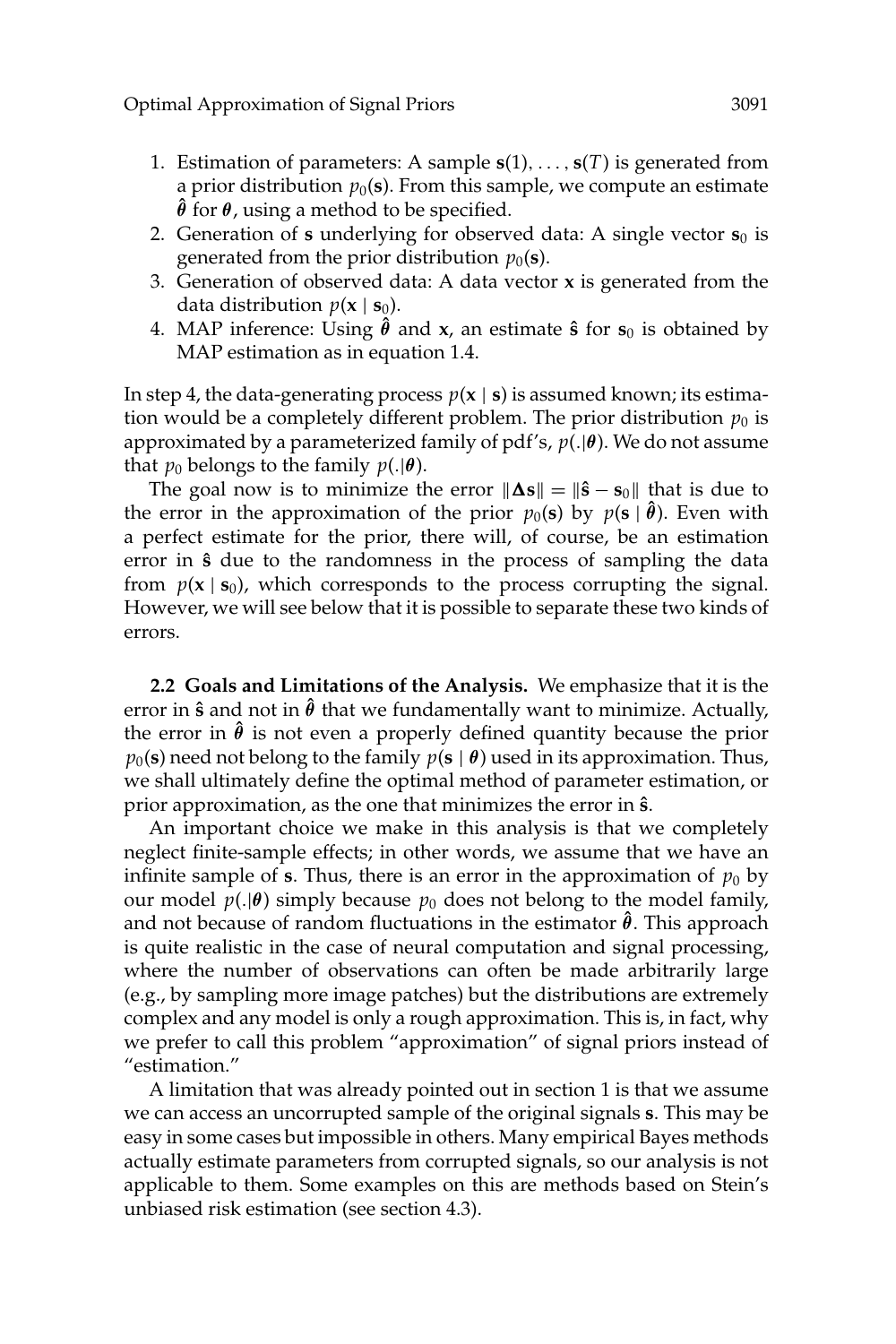1. Estimation of parameters: A sample $\mathbf{s}(1), \ldots, \mathbf{s}(T)$ is generated from a prior distribution $p_0(\mathbf{s})$. From this sample, we compute an estimate $\hat{\boldsymbol{\theta}}$ for $\boldsymbol{\theta}$, using a method to be specified.
2. Generation of $\mathbf{s}$ underlying for observed data: A single vector $\mathbf{s}_0$ is generated from the prior distribution $p_0(\mathbf{s})$.
3. Generation of observed data: A data vector $\mathbf{x}$ is generated from the data distribution $p(\mathbf{x} \mid \mathbf{s}_0)$.
4. MAP inference: Using $\hat{\boldsymbol{\theta}}$ and $\mathbf{x}$, an estimate $\hat{\mathbf{s}}$ for $\mathbf{s}_0$ is obtained by MAP estimation as in equation 1.4.

In step 4, the data-generating process $p(\mathbf{x} \mid \mathbf{s})$ is assumed known; its estimation would be a completely different problem. The prior distribution $p_0$ is approximated by a parameterized family of pdf's, $p(.|\boldsymbol{\theta})$. We do not assume that $p_0$ belongs to the family $p(.|\boldsymbol{\theta})$.

The goal now is to minimize the error $\|\boldsymbol{\Delta}\mathbf{s}\| = \|\hat{\mathbf{s}} - \mathbf{s}_0\|$ that is due to the error in the approximation of the prior $p_0(\mathbf{s})$ by $p(\mathbf{s} \mid \hat{\boldsymbol{\theta}})$. Even with a perfect estimate for the prior, there will, of course, be an estimation error in $\hat{\mathbf{s}}$ due to the randomness in the process of sampling the data from $p(\mathbf{x} \mid \mathbf{s}_0)$, which corresponds to the process corrupting the signal. However, we will see below that it is possible to separate these two kinds of errors.

**2.2 Goals and Limitations of the Analysis.** We emphasize that it is the error in $\hat{\mathbf{s}}$ and not in $\hat{\boldsymbol{\theta}}$ that we fundamentally want to minimize. Actually, the error in $\hat{\boldsymbol{\theta}}$ is not even a properly defined quantity because the prior $p_0(\mathbf{s})$ need not belong to the family $p(\mathbf{s} \mid \boldsymbol{\theta})$ used in its approximation. Thus, we shall ultimately define the optimal method of parameter estimation, or prior approximation, as the one that minimizes the error in $\hat{\mathbf{s}}$.

An important choice we make in this analysis is that we completely neglect finite-sample effects; in other words, we assume that we have an infinite sample of $\mathbf{s}$. Thus, there is an error in the approximation of $p_0$ by our model $p(.|\boldsymbol{\theta})$ simply because $p_0$ does not belong to the model family, and not because of random fluctuations in the estimator $\hat{\boldsymbol{\theta}}$. This approach is quite realistic in the case of neural computation and signal processing, where the number of observations can often be made arbitrarily large (e.g., by sampling more image patches) but the distributions are extremely complex and any model is only a rough approximation. This is, in fact, why we prefer to call this problem "approximation" of signal priors instead of "estimation."

A limitation that was already pointed out in section 1 is that we assume we can access an uncorrupted sample of the original signals $\mathbf{s}$. This may be easy in some cases but impossible in others. Many empirical Bayes methods actually estimate parameters from corrupted signals, so our analysis is not applicable to them. Some examples on this are methods based on Stein's unbiased risk estimation (see section 4.3).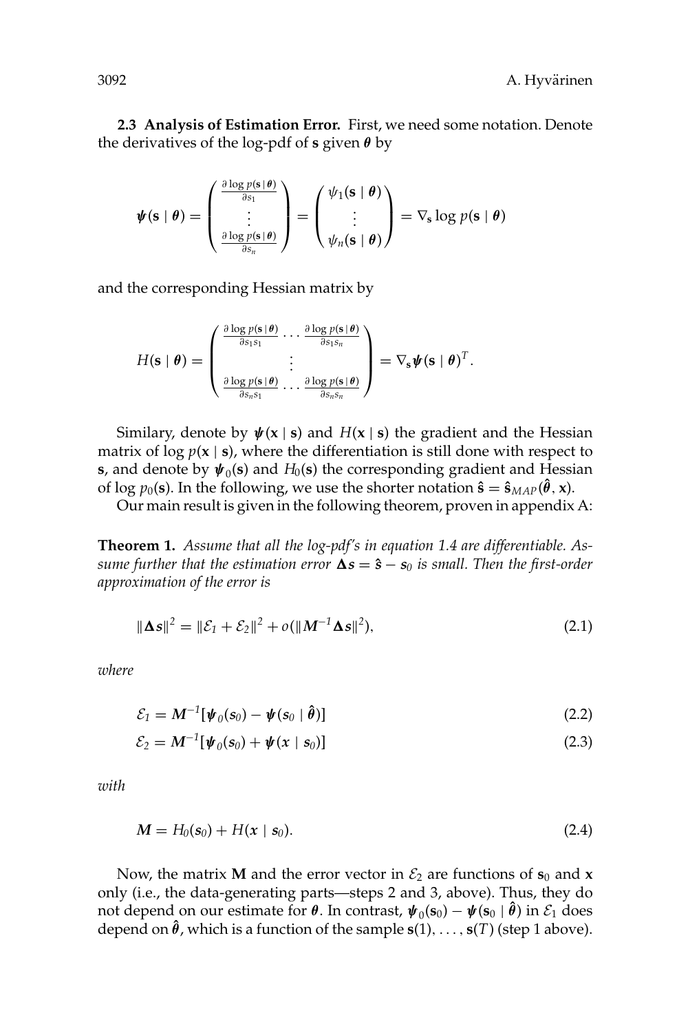**2.3 Analysis of Estimation Error.** First, we need some notation. Denote the derivatives of the log-pdf of $\mathbf{s}$ given $\boldsymbol{\theta}$ by

$$\boldsymbol{\psi}(\mathbf{s} \mid \boldsymbol{\theta}) = \begin{pmatrix} \frac{\partial \log p(\mathbf{s} \mid \boldsymbol{\theta})}{\partial s_1} \\ \vdots \\ \frac{\partial \log p(\mathbf{s} \mid \boldsymbol{\theta})}{\partial s_n} \end{pmatrix} = \begin{pmatrix} \psi_1(\mathbf{s} \mid \boldsymbol{\theta}) \\ \vdots \\ \psi_n(\mathbf{s} \mid \boldsymbol{\theta}) \end{pmatrix} = \nabla_{\mathbf{s}} \log p(\mathbf{s} \mid \boldsymbol{\theta})$$

and the corresponding Hessian matrix by

$$H(\mathbf{s} \mid \boldsymbol{\theta}) = \begin{pmatrix} \frac{\partial \log p(\mathbf{s} \mid \boldsymbol{\theta})}{\partial s_1 s_1} \cdots \frac{\partial \log p(\mathbf{s} \mid \boldsymbol{\theta})}{\partial s_1 s_n} \\ \vdots \\ \frac{\partial \log p(\mathbf{s} \mid \boldsymbol{\theta})}{\partial s_n s_1} \cdots \frac{\partial \log p(\mathbf{s} \mid \boldsymbol{\theta})}{\partial s_n s_n} \end{pmatrix} = \nabla_{\mathbf{s}} \boldsymbol{\psi}(\mathbf{s} \mid \boldsymbol{\theta})^T.$$

Similary, denote by $\boldsymbol{\psi}(\mathbf{x} \mid \mathbf{s})$ and $H(\mathbf{x} \mid \mathbf{s})$ the gradient and the Hessian matrix of $\log p(\mathbf{x} \mid \mathbf{s})$, where the differentiation is still done with respect to $\mathbf{s}$, and denote by $\boldsymbol{\psi}_0(\mathbf{s})$ and $H_0(\mathbf{s})$ the corresponding gradient and Hessian of $\log p_0(\mathbf{s})$. In the following, we use the shorter notation $\hat{\mathbf{s}} = \hat{\mathbf{s}}_{MAP}(\hat{\boldsymbol{\theta}}, \mathbf{x})$.

Our main result is given in the following theorem, proven in appendix A:

**Theorem 1.** *Assume that all the log-pdf's in equation 1.4 are differentiable. Assume further that the estimation error* $\boldsymbol{\Delta s} = \hat{\mathbf{s}} - \mathbf{s}_0$ *is small. Then the first-order approximation of the error is*

$$\|\boldsymbol{\Delta s}\|^2 = \|\mathcal{E}_1 + \mathcal{E}_2\|^2 + o(\|\mathbf{M}^{-1}\boldsymbol{\Delta s}\|^2), \tag{2.1}$$

*where*

$$\mathcal{E}_1 = \mathbf{M}^{-1}[\boldsymbol{\psi}_0(\mathbf{s}_0) - \boldsymbol{\psi}(\mathbf{s}_0 \mid \hat{\boldsymbol{\theta}})] \tag{2.2}$$

$$\mathcal{E}_2 = \mathbf{M}^{-1}[\boldsymbol{\psi}_0(\mathbf{s}_0) + \boldsymbol{\psi}(\mathbf{x} \mid \mathbf{s}_0)] \tag{2.3}$$

*with*

$$\mathbf{M} = H_0(\mathbf{s}_0) + H(\mathbf{x} \mid \mathbf{s}_0). \tag{2.4}$$

Now, the matrix $\mathbf{M}$ and the error vector in $\mathcal{E}_2$ are functions of $\mathbf{s}_0$ and $\mathbf{x}$ only (i.e., the data-generating parts—steps 2 and 3, above). Thus, they do not depend on our estimate for $\boldsymbol{\theta}$. In contrast, $\boldsymbol{\psi}_0(\mathbf{s}_0) - \boldsymbol{\psi}(\mathbf{s}_0 \mid \hat{\boldsymbol{\theta}})$ in $\mathcal{E}_1$ does depend on $\hat{\boldsymbol{\theta}}$, which is a function of the sample $\mathbf{s}(1), \ldots, \mathbf{s}(T)$ (step 1 above).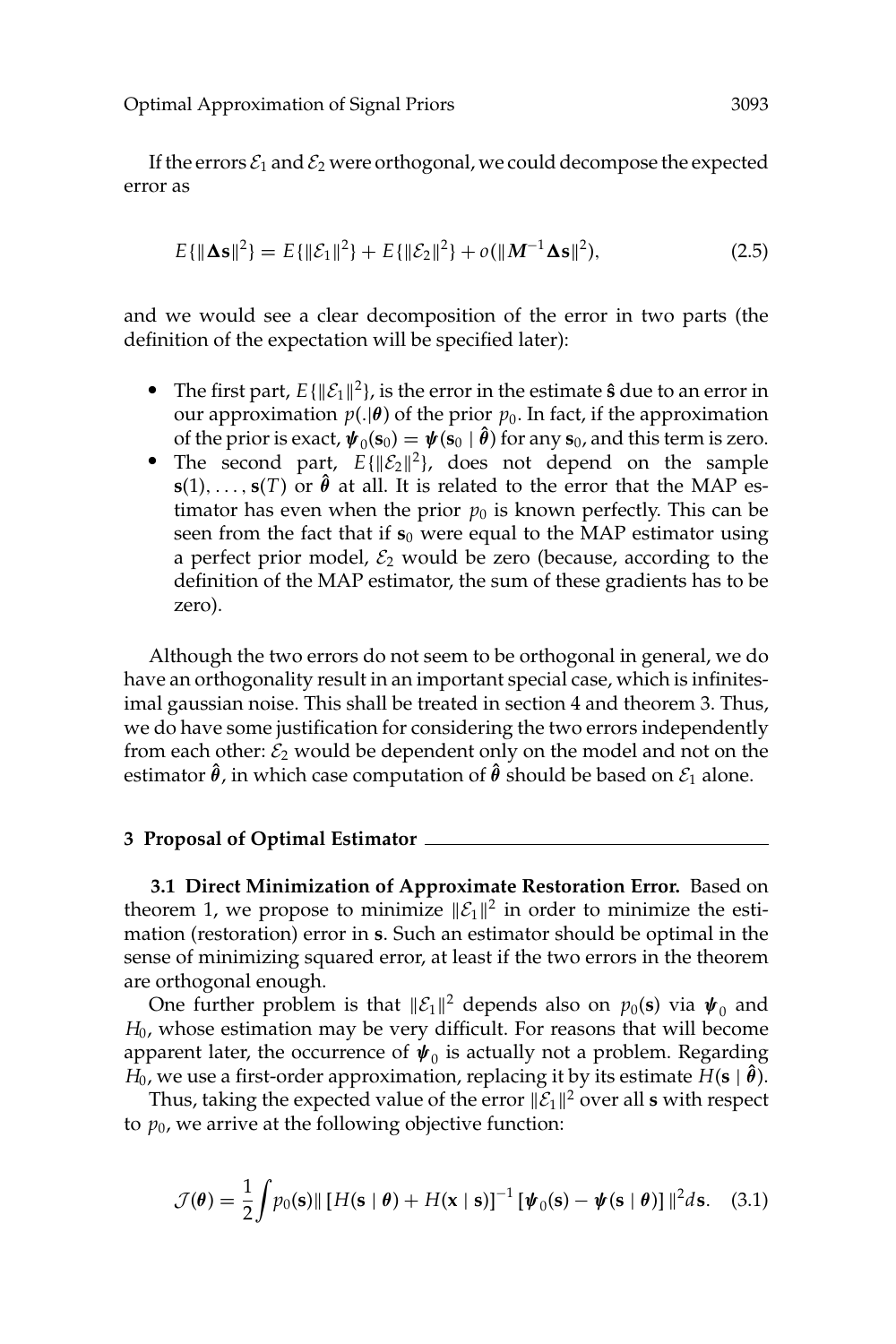If the errors $\mathcal{E}_1$ and $\mathcal{E}_2$ were orthogonal, we could decompose the expected error as

$$E\{\|\mathbf{\Delta s}\|^2\} = E\{\|\mathcal{E}_1\|^2\} + E\{\|\mathcal{E}_2\|^2\} + o(\|\boldsymbol{M}^{-1}\mathbf{\Delta s}\|^2), \tag{2.5}$$

and we would see a clear decomposition of the error in two parts (the definition of the expectation will be specified later):

- The first part, $E\{\|\mathcal{E}_1\|^2\}$, is the error in the estimate $\hat{\mathbf{s}}$ due to an error in our approximation $p(.|\boldsymbol{\theta})$ of the prior $p_0$. In fact, if the approximation of the prior is exact, $\boldsymbol{\psi}_0(\mathbf{s}_0) = \boldsymbol{\psi}(\mathbf{s}_0 \mid \hat{\boldsymbol{\theta}})$ for any $\mathbf{s}_0$, and this term is zero.
- The second part, $E\{\|\mathcal{E}_2\|^2\}$, does not depend on the sample $\mathbf{s}(1), \ldots, \mathbf{s}(T)$ or $\hat{\boldsymbol{\theta}}$ at all. It is related to the error that the MAP estimator has even when the prior $p_0$ is known perfectly. This can be seen from the fact that if $\mathbf{s}_0$ were equal to the MAP estimator using a perfect prior model, $\mathcal{E}_2$ would be zero (because, according to the definition of the MAP estimator, the sum of these gradients has to be zero).

Although the two errors do not seem to be orthogonal in general, we do have an orthogonality result in an important special case, which is infinitesimal gaussian noise. This shall be treated in section 4 and theorem 3. Thus, we do have some justification for considering the two errors independently from each other: $\mathcal{E}_2$ would be dependent only on the model and not on the estimator $\hat{\boldsymbol{\theta}}$, in which case computation of $\hat{\boldsymbol{\theta}}$ should be based on $\mathcal{E}_1$ alone.

## 3 Proposal of Optimal Estimator

**3.1 Direct Minimization of Approximate Restoration Error.** Based on theorem 1, we propose to minimize $\|\mathcal{E}_1\|^2$ in order to minimize the estimation (restoration) error in $\mathbf{s}$. Such an estimator should be optimal in the sense of minimizing squared error, at least if the two errors in the theorem are orthogonal enough.

One further problem is that $\|\mathcal{E}_1\|^2$ depends also on $p_0(\mathbf{s})$ via $\boldsymbol{\psi}_0$ and $H_0$, whose estimation may be very difficult. For reasons that will become apparent later, the occurrence of $\boldsymbol{\psi}_0$ is actually not a problem. Regarding $H_0$, we use a first-order approximation, replacing it by its estimate $H(\mathbf{s} \mid \hat{\boldsymbol{\theta}})$.

Thus, taking the expected value of the error $\|\mathcal{E}_1\|^2$ over all $\mathbf{s}$ with respect to $p_0$, we arrive at the following objective function:

$$\mathcal{J}(\boldsymbol{\theta}) = \frac{1}{2}\int p_0(\mathbf{s}) \| \left[H(\mathbf{s} \mid \boldsymbol{\theta}) + H(\mathbf{x} \mid \mathbf{s})\right]^{-1} \left[\boldsymbol{\psi}_0(\mathbf{s}) - \boldsymbol{\psi}(\mathbf{s} \mid \boldsymbol{\theta})\right] \|^2 d\mathbf{s}. \tag{3.1}$$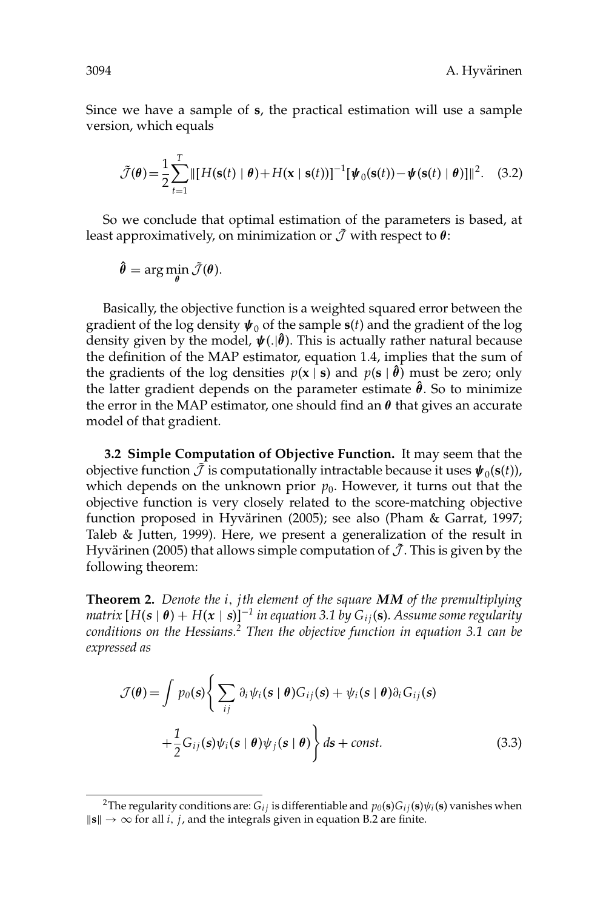Since we have a sample of $\mathbf{s}$, the practical estimation will use a sample version, which equals

$$\tilde{\mathcal{J}}(\boldsymbol{\theta}) = \frac{1}{2}\sum_{t=1}^{T} \|[H(\mathbf{s}(t) \mid \boldsymbol{\theta}) + H(\mathbf{x} \mid \mathbf{s}(t))]^{-1}[\boldsymbol{\psi}_0(\mathbf{s}(t)) - \boldsymbol{\psi}(\mathbf{s}(t) \mid \boldsymbol{\theta})]\|^2. \quad (3.2)$$

So we conclude that optimal estimation of the parameters is based, at least approximatively, on minimization or $\tilde{\mathcal{J}}$ with respect to $\boldsymbol{\theta}$:

$$\hat{\boldsymbol{\theta}} = \arg\min_{\boldsymbol{\theta}} \tilde{\mathcal{J}}(\boldsymbol{\theta}).$$

Basically, the objective function is a weighted squared error between the gradient of the log density $\boldsymbol{\psi}_0$ of the sample $\mathbf{s}(t)$ and the gradient of the log density given by the model, $\boldsymbol{\psi}(.|\hat{\boldsymbol{\theta}})$. This is actually rather natural because the definition of the MAP estimator, equation 1.4, implies that the sum of the gradients of the log densities $p(\mathbf{x} \mid \mathbf{s})$ and $p(\mathbf{s} \mid \hat{\boldsymbol{\theta}})$ must be zero; only the latter gradient depends on the parameter estimate $\hat{\boldsymbol{\theta}}$. So to minimize the error in the MAP estimator, one should find an $\boldsymbol{\theta}$ that gives an accurate model of that gradient.

**3.2 Simple Computation of Objective Function.** It may seem that the objective function $\tilde{\mathcal{J}}$ is computationally intractable because it uses $\boldsymbol{\psi}_0(\mathbf{s}(t))$, which depends on the unknown prior $p_0$. However, it turns out that the objective function is very closely related to the score-matching objective function proposed in Hyvärinen (2005); see also (Pham & Garrat, 1997; Taleb & Jutten, 1999). Here, we present a generalization of the result in Hyvärinen (2005) that allows simple computation of $\tilde{\mathcal{J}}$. This is given by the following theorem:

**Theorem 2.** *Denote the $i, j$th element of the square $\boldsymbol{MM}$ of the premultiplying matrix $[H(\boldsymbol{s} \mid \boldsymbol{\theta}) + H(\boldsymbol{x} \mid \boldsymbol{s})]^{-1}$ in equation 3.1 by $G_{ij}(\mathbf{s})$. Assume some regularity conditions on the Hessians.[2] Then the objective function in equation 3.1 can be expressed as*

$$\mathcal{J}(\boldsymbol{\theta}) = \int p_0(\boldsymbol{s}) \left\{ \sum_{ij} \partial_i \psi_i(\boldsymbol{s} \mid \boldsymbol{\theta}) G_{ij}(\boldsymbol{s}) + \psi_i(\boldsymbol{s} \mid \boldsymbol{\theta}) \partial_i G_{ij}(\boldsymbol{s}) + \frac{1}{2} G_{ij}(\boldsymbol{s}) \psi_i(\boldsymbol{s} \mid \boldsymbol{\theta}) \psi_j(\boldsymbol{s} \mid \boldsymbol{\theta}) \right\} d\boldsymbol{s} + const. \quad (3.3)$$

---

[2] The regularity conditions are: $G_{ij}$ is differentiable and $p_0(\mathbf{s})G_{ij}(\mathbf{s})\psi_i(\mathbf{s})$ vanishes when $\|\mathbf{s}\| \to \infty$ for all $i, j$, and the integrals given in equation B.2 are finite.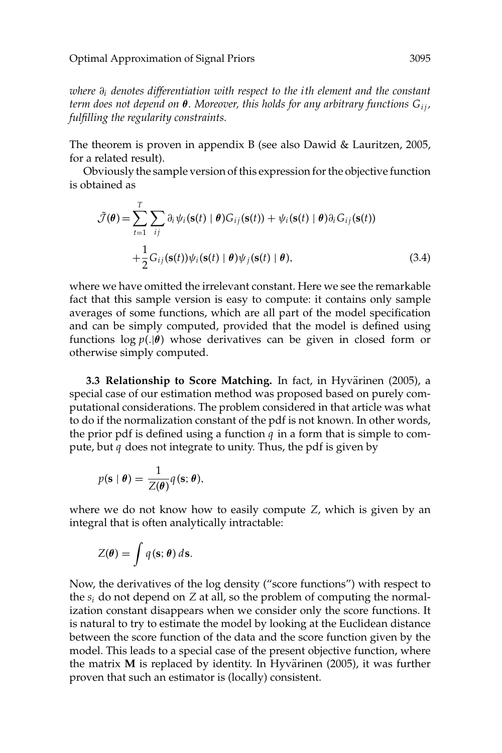*where $\partial_i$ denotes differentiation with respect to the $i$th element and the constant term does not depend on $\boldsymbol{\theta}$. Moreover, this holds for any arbitrary functions $G_{ij}$, fulfilling the regularity constraints.*

The theorem is proven in appendix B (see also Dawid & Lauritzen, 2005, for a related result).

Obviously the sample version of this expression for the objective function is obtained as

$$\tilde{\mathcal{J}}(\boldsymbol{\theta}) = \sum_{t=1}^{T} \sum_{ij} \partial_i \psi_i(\mathbf{s}(t) \mid \boldsymbol{\theta}) G_{ij}(\mathbf{s}(t)) + \psi_i(\mathbf{s}(t) \mid \boldsymbol{\theta}) \partial_i G_{ij}(\mathbf{s}(t))$$
$$+ \frac{1}{2} G_{ij}(\mathbf{s}(t)) \psi_i(\mathbf{s}(t) \mid \boldsymbol{\theta}) \psi_j(\mathbf{s}(t) \mid \boldsymbol{\theta}), \tag{3.4}$$

where we have omitted the irrelevant constant. Here we see the remarkable fact that this sample version is easy to compute: it contains only sample averages of some functions, which are all part of the model specification and can be simply computed, provided that the model is defined using functions $\log p(.|\boldsymbol{\theta})$ whose derivatives can be given in closed form or otherwise simply computed.

**3.3 Relationship to Score Matching.** In fact, in Hyvärinen (2005), a special case of our estimation method was proposed based on purely computational considerations. The problem considered in that article was what to do if the normalization constant of the pdf is not known. In other words, the prior pdf is defined using a function $q$ in a form that is simple to compute, but $q$ does not integrate to unity. Thus, the pdf is given by

$$p(\mathbf{s} \mid \boldsymbol{\theta}) = \frac{1}{Z(\boldsymbol{\theta})} q(\mathbf{s}; \boldsymbol{\theta}),$$

where we do not know how to easily compute $Z$, which is given by an integral that is often analytically intractable:

$$Z(\boldsymbol{\theta}) = \int q(\mathbf{s}; \boldsymbol{\theta}) \, d\mathbf{s}.$$

Now, the derivatives of the log density ("score functions") with respect to the $s_i$ do not depend on $Z$ at all, so the problem of computing the normalization constant disappears when we consider only the score functions. It is natural to try to estimate the model by looking at the Euclidean distance between the score function of the data and the score function given by the model. This leads to a special case of the present objective function, where the matrix $\mathbf{M}$ is replaced by identity. In Hyvärinen (2005), it was further proven that such an estimator is (locally) consistent.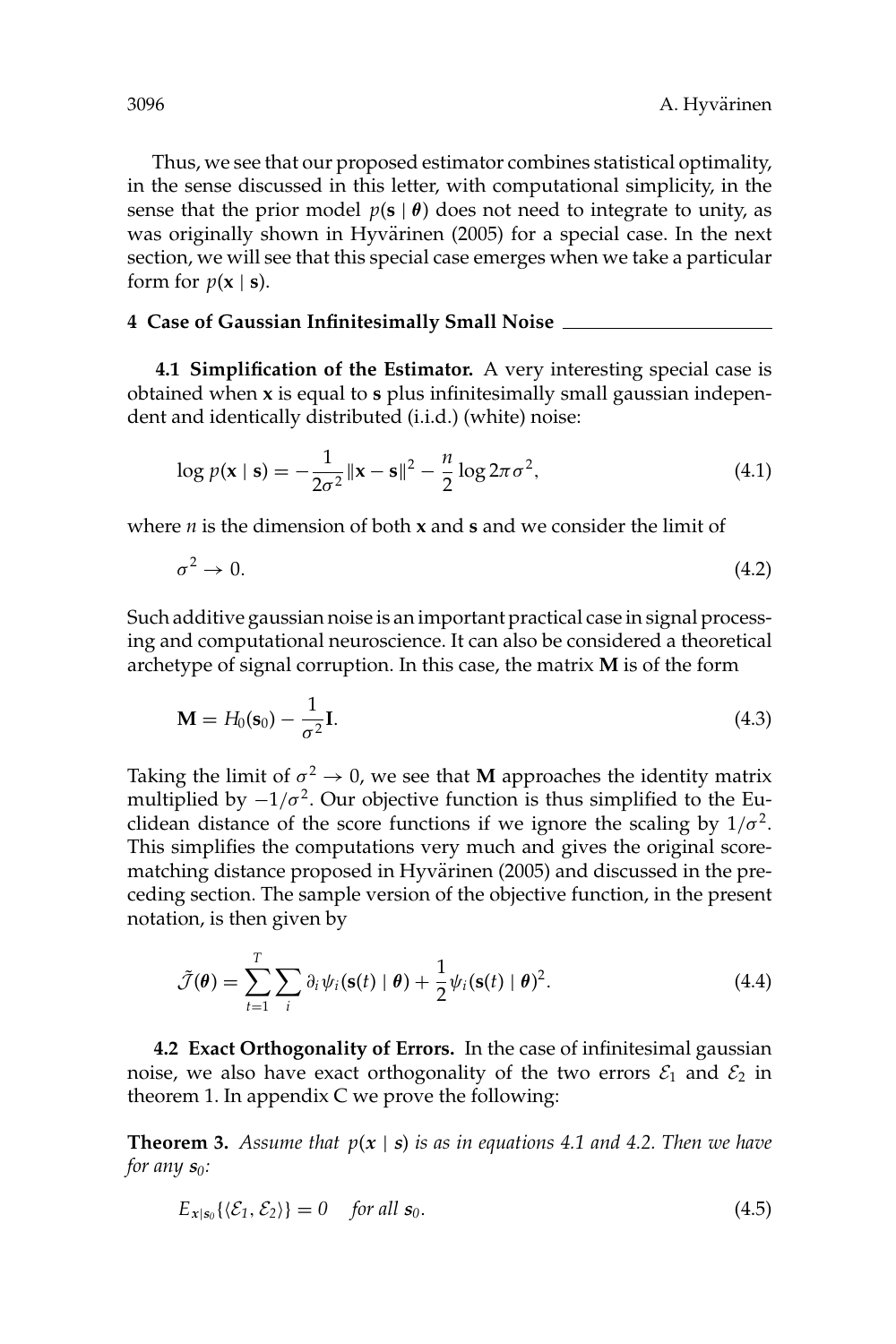Thus, we see that our proposed estimator combines statistical optimality, in the sense discussed in this letter, with computational simplicity, in the sense that the prior model $p(\mathbf{s} \mid \boldsymbol{\theta})$ does not need to integrate to unity, as was originally shown in Hyvärinen (2005) for a special case. In the next section, we will see that this special case emerges when we take a particular form for $p(\mathbf{x} \mid \mathbf{s})$.

## 4 Case of Gaussian Infinitesimally Small Noise

**4.1 Simplification of the Estimator.** A very interesting special case is obtained when $\mathbf{x}$ is equal to $\mathbf{s}$ plus infinitesimally small gaussian independent and identically distributed (i.i.d.) (white) noise:

$$\log p(\mathbf{x} \mid \mathbf{s}) = -\frac{1}{2\sigma^2}\|\mathbf{x} - \mathbf{s}\|^2 - \frac{n}{2}\log 2\pi\sigma^2, \tag{4.1}$$

where $n$ is the dimension of both $\mathbf{x}$ and $\mathbf{s}$ and we consider the limit of

$$\sigma^2 \to 0. \tag{4.2}$$

Such additive gaussian noise is an important practical case in signal processing and computational neuroscience. It can also be considered a theoretical archetype of signal corruption. In this case, the matrix $\mathbf{M}$ is of the form

$$\mathbf{M} = H_0(\mathbf{s}_0) - \frac{1}{\sigma^2}\mathbf{I}. \tag{4.3}$$

Taking the limit of $\sigma^2 \to 0$, we see that $\mathbf{M}$ approaches the identity matrix multiplied by $-1/\sigma^2$. Our objective function is thus simplified to the Euclidean distance of the score functions if we ignore the scaling by $1/\sigma^2$. This simplifies the computations very much and gives the original score-matching distance proposed in Hyvärinen (2005) and discussed in the preceding section. The sample version of the objective function, in the present notation, is then given by

$$\tilde{\mathcal{J}}(\boldsymbol{\theta}) = \sum_{t=1}^{T}\sum_{i} \partial_i \psi_i(\mathbf{s}(t) \mid \boldsymbol{\theta}) + \frac{1}{2}\psi_i(\mathbf{s}(t) \mid \boldsymbol{\theta})^2. \tag{4.4}$$

**4.2 Exact Orthogonality of Errors.** In the case of infinitesimal gaussian noise, we also have exact orthogonality of the two errors $\mathcal{E}_1$ and $\mathcal{E}_2$ in theorem 1. In appendix C we prove the following:

**Theorem 3.** *Assume that $p(\boldsymbol{x} \mid \boldsymbol{s})$ is as in equations 4.1 and 4.2. Then we have for any $\boldsymbol{s}_0$:*

$$E_{\boldsymbol{x}|\boldsymbol{s}_0}\{\langle \mathcal{E}_1, \mathcal{E}_2 \rangle\} = 0 \quad \textit{for all } \boldsymbol{s}_0. \tag{4.5}$$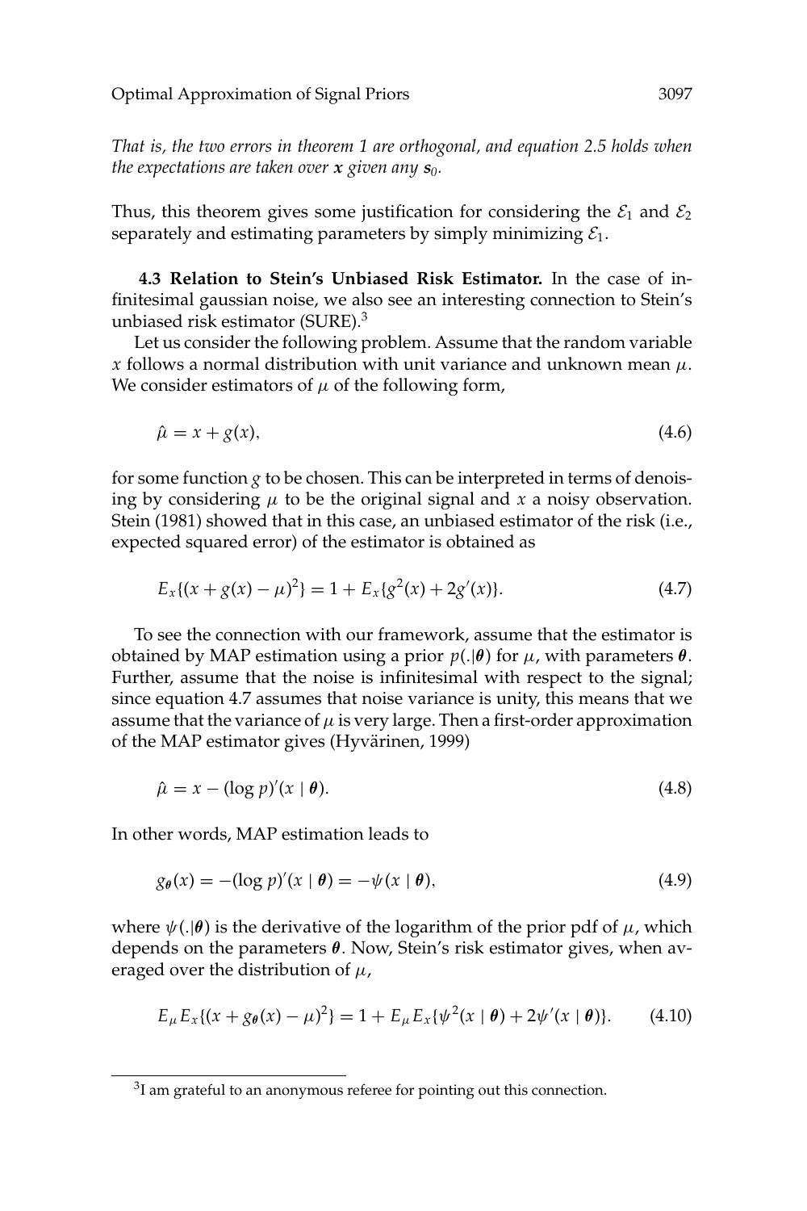*That is, the two errors in theorem 1 are orthogonal, and equation 2.5 holds when the expectations are taken over* $\boldsymbol{x}$ *given any* $\boldsymbol{s}_0$*.*

Thus, this theorem gives some justification for considering the $\mathcal{E}_1$ and $\mathcal{E}_2$ separately and estimating parameters by simply minimizing $\mathcal{E}_1$.

### 4.3 Relation to Stein's Unbiased Risk Estimator.

In the case of infinitesimal gaussian noise, we also see an interesting connection to Stein's unbiased risk estimator (SURE).[3]

Let us consider the following problem. Assume that the random variable $x$ follows a normal distribution with unit variance and unknown mean $\mu$. We consider estimators of $\mu$ of the following form,

$$\hat{\mu} = x + g(x), \tag{4.6}$$

for some function $g$ to be chosen. This can be interpreted in terms of denoising by considering $\mu$ to be the original signal and $x$ a noisy observation. Stein (1981) showed that in this case, an unbiased estimator of the risk (i.e., expected squared error) of the estimator is obtained as

$$E_x\{(x + g(x) - \mu)^2\} = 1 + E_x\{g^2(x) + 2g'(x)\}. \tag{4.7}$$

To see the connection with our framework, assume that the estimator is obtained by MAP estimation using a prior $p(.|\boldsymbol{\theta})$ for $\mu$, with parameters $\boldsymbol{\theta}$. Further, assume that the noise is infinitesimal with respect to the signal; since equation 4.7 assumes that noise variance is unity, this means that we assume that the variance of $\mu$ is very large. Then a first-order approximation of the MAP estimator gives (Hyvärinen, 1999)

$$\hat{\mu} = x - (\log p)'(x \mid \boldsymbol{\theta}). \tag{4.8}$$

In other words, MAP estimation leads to

$$g_{\boldsymbol{\theta}}(x) = -(\log p)'(x \mid \boldsymbol{\theta}) = -\psi(x \mid \boldsymbol{\theta}), \tag{4.9}$$

where $\psi(.|\boldsymbol{\theta})$ is the derivative of the logarithm of the prior pdf of $\mu$, which depends on the parameters $\boldsymbol{\theta}$. Now, Stein's risk estimator gives, when averaged over the distribution of $\mu$,

$$E_\mu E_x\{(x + g_{\boldsymbol{\theta}}(x) - \mu)^2\} = 1 + E_\mu E_x\{\psi^2(x \mid \boldsymbol{\theta}) + 2\psi'(x \mid \boldsymbol{\theta})\}. \tag{4.10}$$

[3] I am grateful to an anonymous referee for pointing out this connection.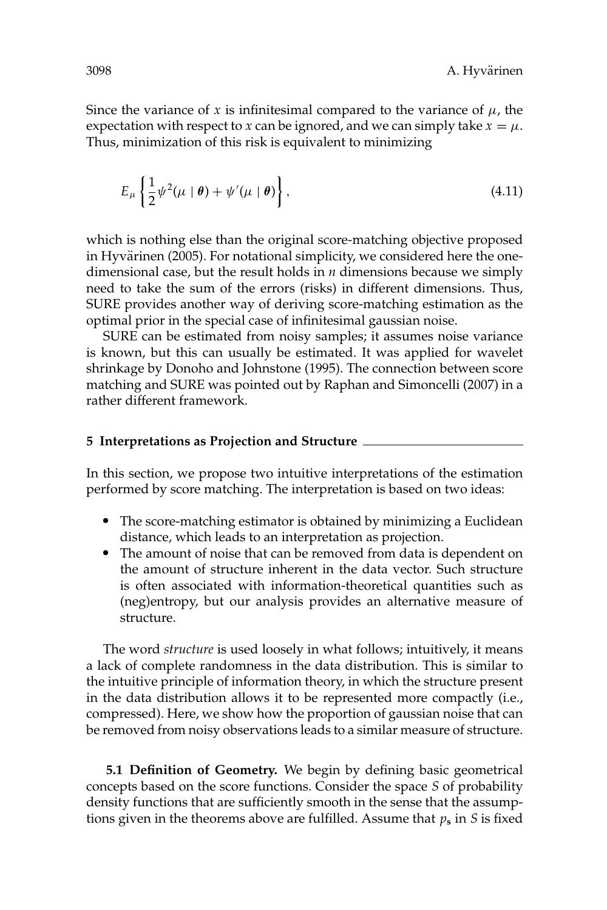Since the variance of $x$ is infinitesimal compared to the variance of $\mu$, the expectation with respect to $x$ can be ignored, and we can simply take $x = \mu$. Thus, minimization of this risk is equivalent to minimizing

$$E_\mu \left\{ \frac{1}{2}\psi^2(\mu \mid \boldsymbol{\theta}) + \psi'(\mu \mid \boldsymbol{\theta}) \right\}, \tag{4.11}$$

which is nothing else than the original score-matching objective proposed in Hyvärinen (2005). For notational simplicity, we considered here the one-dimensional case, but the result holds in $n$ dimensions because we simply need to take the sum of the errors (risks) in different dimensions. Thus, SURE provides another way of deriving score-matching estimation as the optimal prior in the special case of infinitesimal gaussian noise.

SURE can be estimated from noisy samples; it assumes noise variance is known, but this can usually be estimated. It was applied for wavelet shrinkage by Donoho and Johnstone (1995). The connection between score matching and SURE was pointed out by Raphan and Simoncelli (2007) in a rather different framework.

## 5 Interpretations as Projection and Structure

In this section, we propose two intuitive interpretations of the estimation performed by score matching. The interpretation is based on two ideas:

- The score-matching estimator is obtained by minimizing a Euclidean distance, which leads to an interpretation as projection.
- The amount of noise that can be removed from data is dependent on the amount of structure inherent in the data vector. Such structure is often associated with information-theoretical quantities such as (neg)entropy, but our analysis provides an alternative measure of structure.

The word *structure* is used loosely in what follows; intuitively, it means a lack of complete randomness in the data distribution. This is similar to the intuitive principle of information theory, in which the structure present in the data distribution allows it to be represented more compactly (i.e., compressed). Here, we show how the proportion of gaussian noise that can be removed from noisy observations leads to a similar measure of structure.

### 5.1 Definition of Geometry.

We begin by defining basic geometrical concepts based on the score functions. Consider the space $S$ of probability density functions that are sufficiently smooth in the sense that the assumptions given in the theorems above are fulfilled. Assume that $p_{\mathbf{s}}$ in $S$ is fixed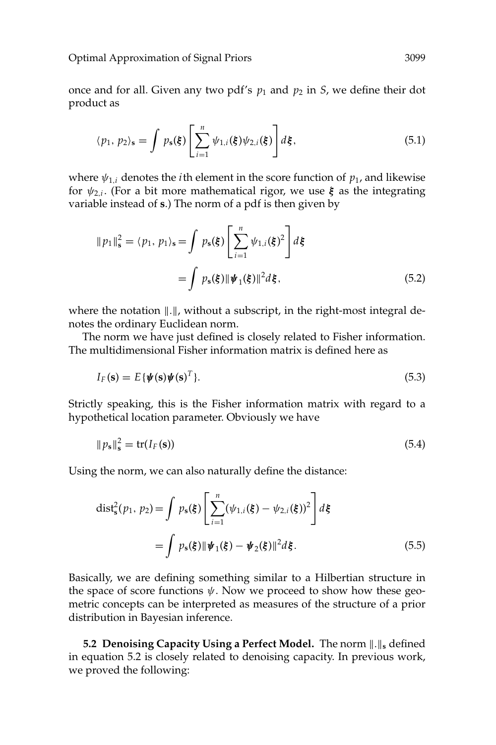once and for all. Given any two pdf's $p_1$ and $p_2$ in $S$, we define their dot product as

$$\langle p_1, p_2 \rangle_{\mathbf{s}} = \int p_{\mathbf{s}}(\boldsymbol{\xi}) \left[ \sum_{i=1}^{n} \psi_{1,i}(\boldsymbol{\xi}) \psi_{2,i}(\boldsymbol{\xi}) \right] d\boldsymbol{\xi}, \tag{5.1}$$

where $\psi_{1,i}$ denotes the $i$th element in the score function of $p_1$, and likewise for $\psi_{2,i}$. (For a bit more mathematical rigor, we use $\boldsymbol{\xi}$ as the integrating variable instead of $\mathbf{s}$.) The norm of a pdf is then given by

$$\begin{aligned} \|p_1\|_{\mathbf{s}}^2 = \langle p_1, p_1 \rangle_{\mathbf{s}} &= \int p_{\mathbf{s}}(\boldsymbol{\xi}) \left[ \sum_{i=1}^{n} \psi_{1,i}(\boldsymbol{\xi})^2 \right] d\boldsymbol{\xi} \\ &= \int p_{\mathbf{s}}(\boldsymbol{\xi}) \|\boldsymbol{\psi}_1(\boldsymbol{\xi})\|^2 d\boldsymbol{\xi}, \end{aligned} \tag{5.2}$$

where the notation $\|.\|$, without a subscript, in the right-most integral denotes the ordinary Euclidean norm.

The norm we have just defined is closely related to Fisher information. The multidimensional Fisher information matrix is defined here as

$$I_F(\mathbf{s}) = E\{\boldsymbol{\psi}(\mathbf{s})\boldsymbol{\psi}(\mathbf{s})^T\}. \tag{5.3}$$

Strictly speaking, this is the Fisher information matrix with regard to a hypothetical location parameter. Obviously we have

$$\|p_{\mathbf{s}}\|_{\mathbf{s}}^2 = \operatorname{tr}(I_F(\mathbf{s})) \tag{5.4}$$

Using the norm, we can also naturally define the distance:

$$\begin{aligned} \operatorname{dist}_{\mathbf{s}}^2(p_1, p_2) &= \int p_{\mathbf{s}}(\boldsymbol{\xi}) \left[ \sum_{i=1}^{n} (\psi_{1,i}(\boldsymbol{\xi}) - \psi_{2,i}(\boldsymbol{\xi}))^2 \right] d\boldsymbol{\xi} \\ &= \int p_{\mathbf{s}}(\boldsymbol{\xi}) \|\boldsymbol{\psi}_1(\boldsymbol{\xi}) - \boldsymbol{\psi}_2(\boldsymbol{\xi})\|^2 d\boldsymbol{\xi}. \end{aligned} \tag{5.5}$$

Basically, we are defining something similar to a Hilbertian structure in the space of score functions $\psi$. Now we proceed to show how these geometric concepts can be interpreted as measures of the structure of a prior distribution in Bayesian inference.

**5.2 Denoising Capacity Using a Perfect Model.** The norm $\|.\|_{\mathbf{s}}$ defined in equation 5.2 is closely related to denoising capacity. In previous work, we proved the following: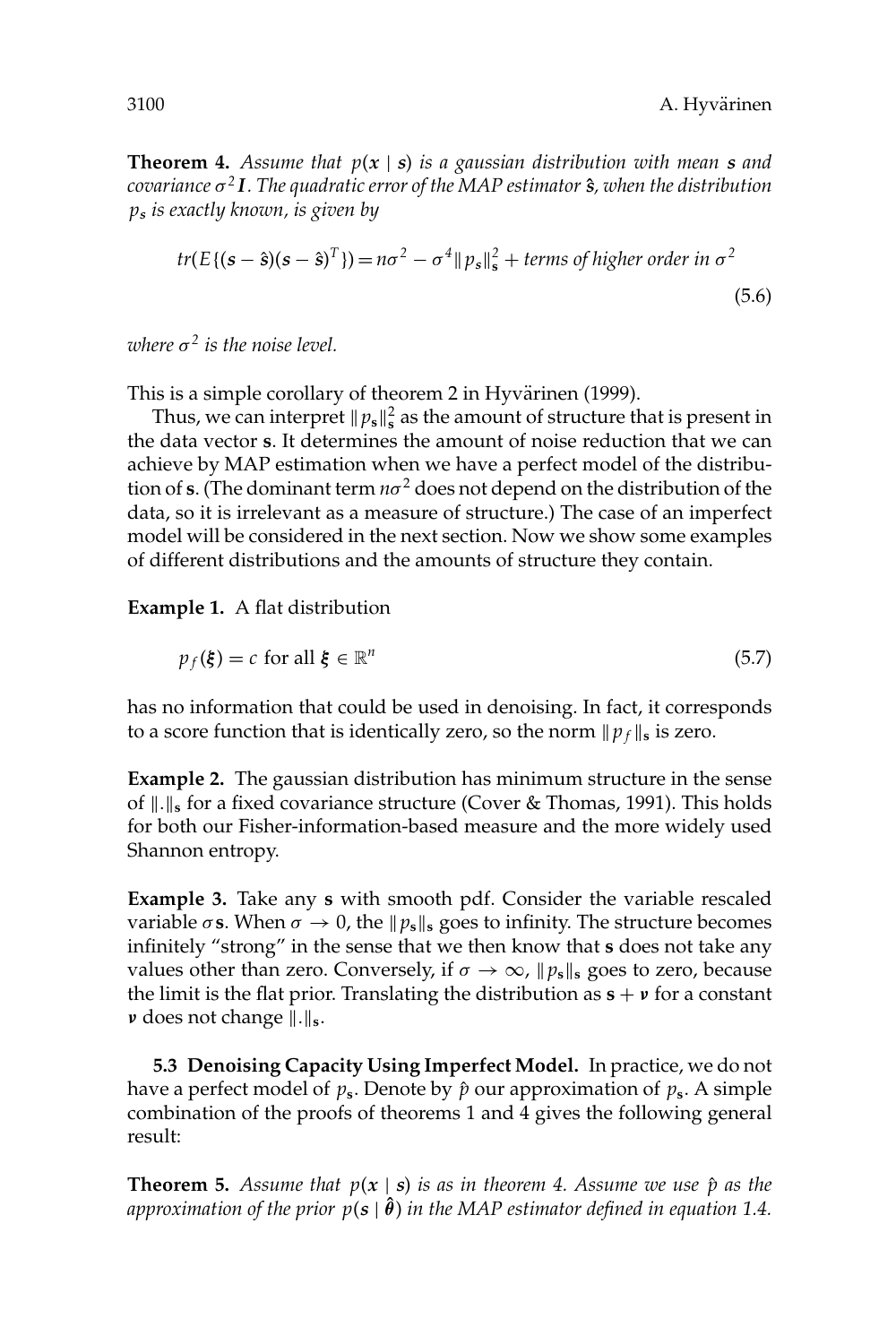**Theorem 4.** *Assume that $p(\mathbf{x} \mid \mathbf{s})$ is a gaussian distribution with mean $\mathbf{s}$ and covariance $\sigma^2 \mathbf{I}$. The quadratic error of the MAP estimator $\hat{\mathbf{s}}$, when the distribution $p_{\mathbf{s}}$ is exactly known, is given by*

$$tr(E\{(\mathbf{s} - \hat{\mathbf{s}})(\mathbf{s} - \hat{\mathbf{s}})^T\}) = n\sigma^2 - \sigma^4 \|p_{\mathbf{s}}\|_{\mathbf{s}}^2 + \text{terms of higher order in } \sigma^2 \tag{5.6}$$

*where $\sigma^2$ is the noise level.*

This is a simple corollary of theorem 2 in Hyvärinen (1999).

Thus, we can interpret $\|p_{\mathbf{s}}\|_{\mathbf{s}}^2$ as the amount of structure that is present in the data vector $\mathbf{s}$. It determines the amount of noise reduction that we can achieve by MAP estimation when we have a perfect model of the distribution of $\mathbf{s}$. (The dominant term $n\sigma^2$ does not depend on the distribution of the data, so it is irrelevant as a measure of structure.) The case of an imperfect model will be considered in the next section. Now we show some examples of different distributions and the amounts of structure they contain.

**Example 1.** A flat distribution

$$p_f(\boldsymbol{\xi}) = c \text{ for all } \boldsymbol{\xi} \in \mathbb{R}^n \tag{5.7}$$

has no information that could be used in denoising. In fact, it corresponds to a score function that is identically zero, so the norm $\|p_f\|_{\mathbf{s}}$ is zero.

**Example 2.** The gaussian distribution has minimum structure in the sense of $\|.\|_{\mathbf{s}}$ for a fixed covariance structure (Cover & Thomas, 1991). This holds for both our Fisher-information-based measure and the more widely used Shannon entropy.

**Example 3.** Take any $\mathbf{s}$ with smooth pdf. Consider the variable rescaled variable $\sigma\mathbf{s}$. When $\sigma \to 0$, the $\|p_{\mathbf{s}}\|_{\mathbf{s}}$ goes to infinity. The structure becomes infinitely "strong" in the sense that we then know that $\mathbf{s}$ does not take any values other than zero. Conversely, if $\sigma \to \infty$, $\|p_{\mathbf{s}}\|_{\mathbf{s}}$ goes to zero, because the limit is the flat prior. Translating the distribution as $\mathbf{s} + \boldsymbol{\nu}$ for a constant $\boldsymbol{\nu}$ does not change $\|.\|_{\mathbf{s}}$.

### 5.3 Denoising Capacity Using Imperfect Model.

In practice, we do not have a perfect model of $p_{\mathbf{s}}$. Denote by $\hat{p}$ our approximation of $p_{\mathbf{s}}$. A simple combination of the proofs of theorems 1 and 4 gives the following general result:

**Theorem 5.** *Assume that $p(\mathbf{x} \mid \mathbf{s})$ is as in theorem 4. Assume we use $\hat{p}$ as the approximation of the prior $p(\mathbf{s} \mid \hat{\boldsymbol{\theta}})$ in the MAP estimator defined in equation 1.4.*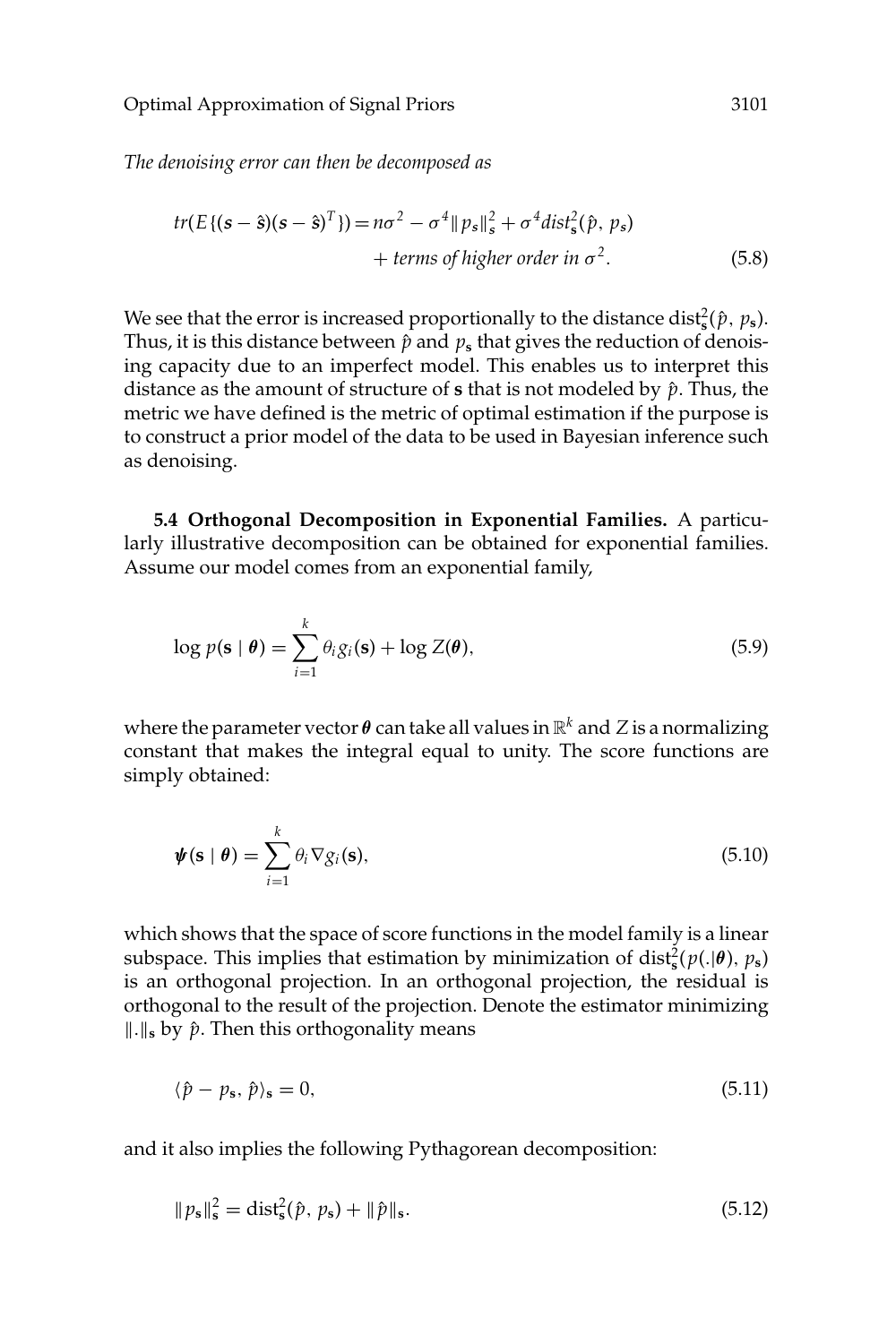*The denoising error can then be decomposed as*

$$tr(E\{(\mathbf{s} - \hat{\mathbf{s}})(\mathbf{s} - \hat{\mathbf{s}})^T\}) = n\sigma^2 - \sigma^4 \| p_s \|_s^2 + \sigma^4 dist_{\mathbf{s}}^2(\hat{p},\, p_s) + \textit{terms of higher order in } \sigma^2. \tag{5.8}$$

We see that the error is increased proportionally to the distance $\mathrm{dist}_{\mathbf{s}}^2(\hat{p},\, p_{\mathbf{s}})$. Thus, it is this distance between $\hat{p}$ and $p_{\mathbf{s}}$ that gives the reduction of denoising capacity due to an imperfect model. This enables us to interpret this distance as the amount of structure of $\mathbf{s}$ that is not modeled by $\hat{p}$. Thus, the metric we have defined is the metric of optimal estimation if the purpose is to construct a prior model of the data to be used in Bayesian inference such as denoising.

**5.4 Orthogonal Decomposition in Exponential Families.** A particularly illustrative decomposition can be obtained for exponential families. Assume our model comes from an exponential family,

$$\log p(\mathbf{s} \mid \boldsymbol{\theta}) = \sum_{i=1}^{k} \theta_i g_i(\mathbf{s}) + \log Z(\boldsymbol{\theta}), \tag{5.9}$$

where the parameter vector $\boldsymbol{\theta}$ can take all values in $\mathbb{R}^k$ and $Z$ is a normalizing constant that makes the integral equal to unity. The score functions are simply obtained:

$$\boldsymbol{\psi}(\mathbf{s} \mid \boldsymbol{\theta}) = \sum_{i=1}^{k} \theta_i \nabla g_i(\mathbf{s}), \tag{5.10}$$

which shows that the space of score functions in the model family is a linear subspace. This implies that estimation by minimization of $\mathrm{dist}_{\mathbf{s}}^2(p(.|\boldsymbol{\theta}),\, p_{\mathbf{s}})$ is an orthogonal projection. In an orthogonal projection, the residual is orthogonal to the result of the projection. Denote the estimator minimizing $\|.\|_{\mathbf{s}}$ by $\hat{p}$. Then this orthogonality means

$$\langle \hat{p} - p_{\mathbf{s}},\, \hat{p} \rangle_{\mathbf{s}} = 0, \tag{5.11}$$

and it also implies the following Pythagorean decomposition:

$$\| p_{\mathbf{s}} \|_{\mathbf{s}}^2 = \mathrm{dist}_{\mathbf{s}}^2(\hat{p},\, p_{\mathbf{s}}) + \| \hat{p} \|_{\mathbf{s}}. \tag{5.12}$$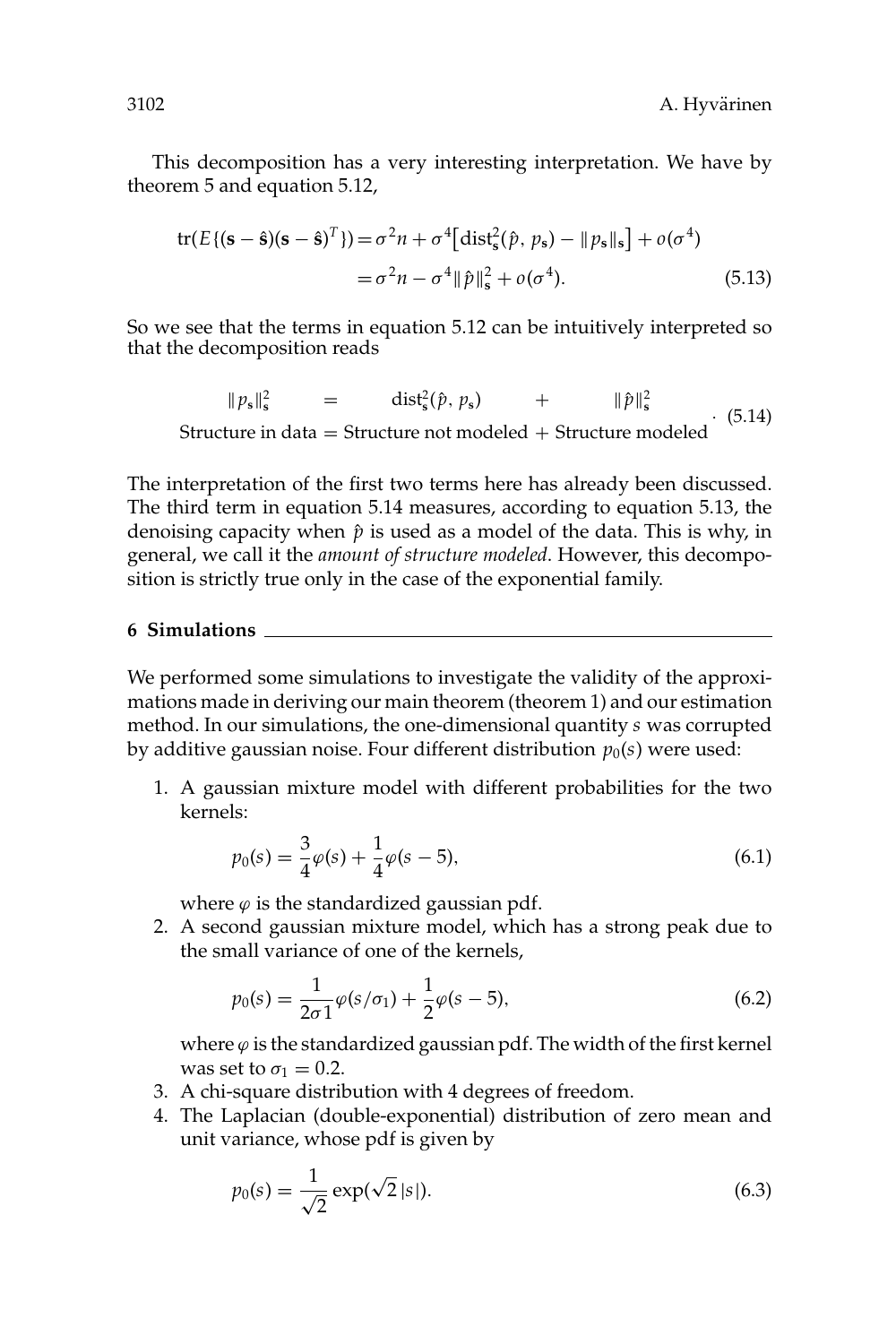This decomposition has a very interesting interpretation. We have by theorem 5 and equation 5.12,

$$
\begin{aligned}
\operatorname{tr}(E\{(\mathbf{s}-\hat{\mathbf{s}})(\mathbf{s}-\hat{\mathbf{s}})^T\}) &= \sigma^2 n + \sigma^4\left[\operatorname{dist}^2_{\mathbf{s}}(\hat{p}, p_{\mathbf{s}}) - \| p_{\mathbf{s}} \|_{\mathbf{s}}\right] + o(\sigma^4) \\
&= \sigma^2 n - \sigma^4 \| \hat{p} \|^2_{\mathbf{s}} + o(\sigma^4).
\end{aligned}
\tag{5.13}
$$

So we see that the terms in equation 5.12 can be intuitively interpreted so that the decomposition reads

$$
\begin{array}{ccccc}
\| p_{\mathbf{s}} \|^2_{\mathbf{s}} & = & \operatorname{dist}^2_{\mathbf{s}}(\hat{p}, p_{\mathbf{s}}) & + & \| \hat{p} \|^2_{\mathbf{s}} \\
\text{Structure in data} & = & \text{Structure not modeled} & + & \text{Structure modeled}
\end{array}
\tag{5.14}
$$

The interpretation of the first two terms here has already been discussed. The third term in equation 5.14 measures, according to equation 5.13, the denoising capacity when $\hat{p}$ is used as a model of the data. This is why, in general, we call it the *amount of structure modeled*. However, this decomposition is strictly true only in the case of the exponential family.

## 6 Simulations

We performed some simulations to investigate the validity of the approximations made in deriving our main theorem (theorem 1) and our estimation method. In our simulations, the one-dimensional quantity $s$ was corrupted by additive gaussian noise. Four different distribution $p_0(s)$ were used:

1. A gaussian mixture model with different probabilities for the two kernels:

$$
p_0(s) = \frac{3}{4}\varphi(s) + \frac{1}{4}\varphi(s-5),
\tag{6.1}
$$

   where $\varphi$ is the standardized gaussian pdf.

2. A second gaussian mixture model, which has a strong peak due to the small variance of one of the kernels,

$$
p_0(s) = \frac{1}{2\sigma 1}\varphi(s/\sigma_1) + \frac{1}{2}\varphi(s-5),
\tag{6.2}
$$

   where $\varphi$ is the standardized gaussian pdf. The width of the first kernel was set to $\sigma_1 = 0.2$.

3. A chi-square distribution with 4 degrees of freedom.

4. The Laplacian (double-exponential) distribution of zero mean and unit variance, whose pdf is given by

$$
p_0(s) = \frac{1}{\sqrt{2}}\exp(\sqrt{2}\,|s|).
\tag{6.3}
$$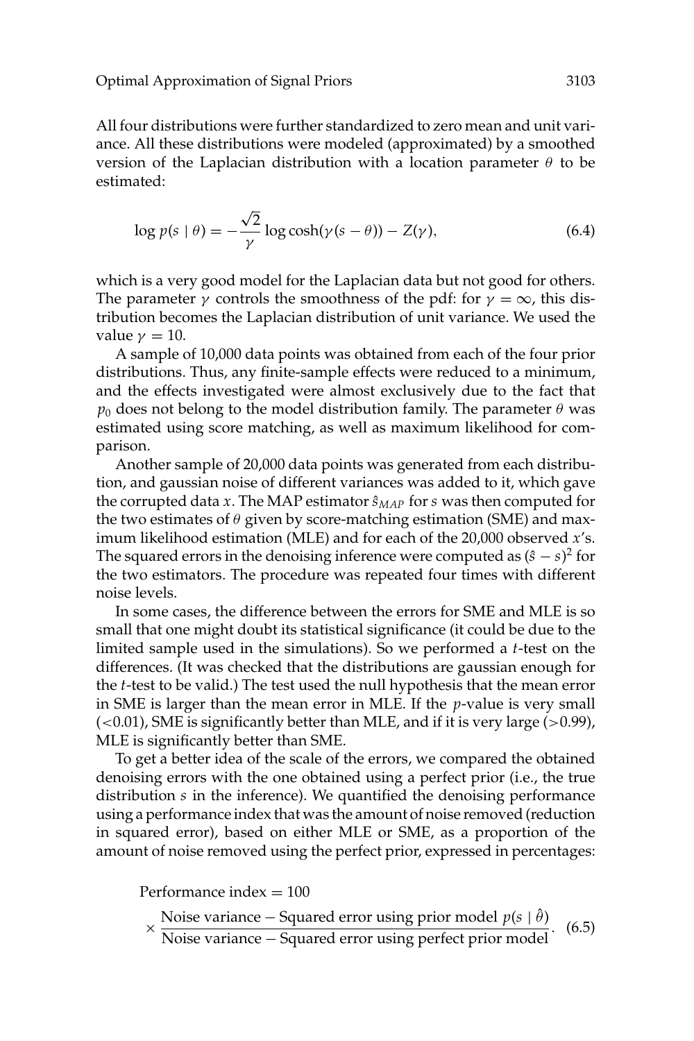All four distributions were further standardized to zero mean and unit variance. All these distributions were modeled (approximated) by a smoothed version of the Laplacian distribution with a location parameter $\theta$ to be estimated:

$$\log p(s \mid \theta) = -\frac{\sqrt{2}}{\gamma} \log \cosh(\gamma(s - \theta)) - Z(\gamma), \tag{6.4}$$

which is a very good model for the Laplacian data but not good for others. The parameter $\gamma$ controls the smoothness of the pdf: for $\gamma = \infty$, this distribution becomes the Laplacian distribution of unit variance. We used the value $\gamma = 10$.

A sample of 10,000 data points was obtained from each of the four prior distributions. Thus, any finite-sample effects were reduced to a minimum, and the effects investigated were almost exclusively due to the fact that $p_0$ does not belong to the model distribution family. The parameter $\theta$ was estimated using score matching, as well as maximum likelihood for comparison.

Another sample of 20,000 data points was generated from each distribution, and gaussian noise of different variances was added to it, which gave the corrupted data $x$. The MAP estimator $\hat{s}_{MAP}$ for $s$ was then computed for the two estimates of $\theta$ given by score-matching estimation (SME) and maximum likelihood estimation (MLE) and for each of the 20,000 observed $x$'s. The squared errors in the denoising inference were computed as $(\hat{s} - s)^2$ for the two estimators. The procedure was repeated four times with different noise levels.

In some cases, the difference between the errors for SME and MLE is so small that one might doubt its statistical significance (it could be due to the limited sample used in the simulations). So we performed a $t$-test on the differences. (It was checked that the distributions are gaussian enough for the $t$-test to be valid.) The test used the null hypothesis that the mean error in SME is larger than the mean error in MLE. If the $p$-value is very small ($<0.01$), SME is significantly better than MLE, and if it is very large ($>0.99$), MLE is significantly better than SME.

To get a better idea of the scale of the errors, we compared the obtained denoising errors with the one obtained using a perfect prior (i.e., the true distribution $s$ in the inference). We quantified the denoising performance using a performance index that was the amount of noise removed (reduction in squared error), based on either MLE or SME, as a proportion of the amount of noise removed using the perfect prior, expressed in percentages:

$$\text{Performance index} = 100 \times \frac{\text{Noise variance} - \text{Squared error using prior model } p(s \mid \hat{\theta})}{\text{Noise variance} - \text{Squared error using perfect prior model}}. \tag{6.5}$$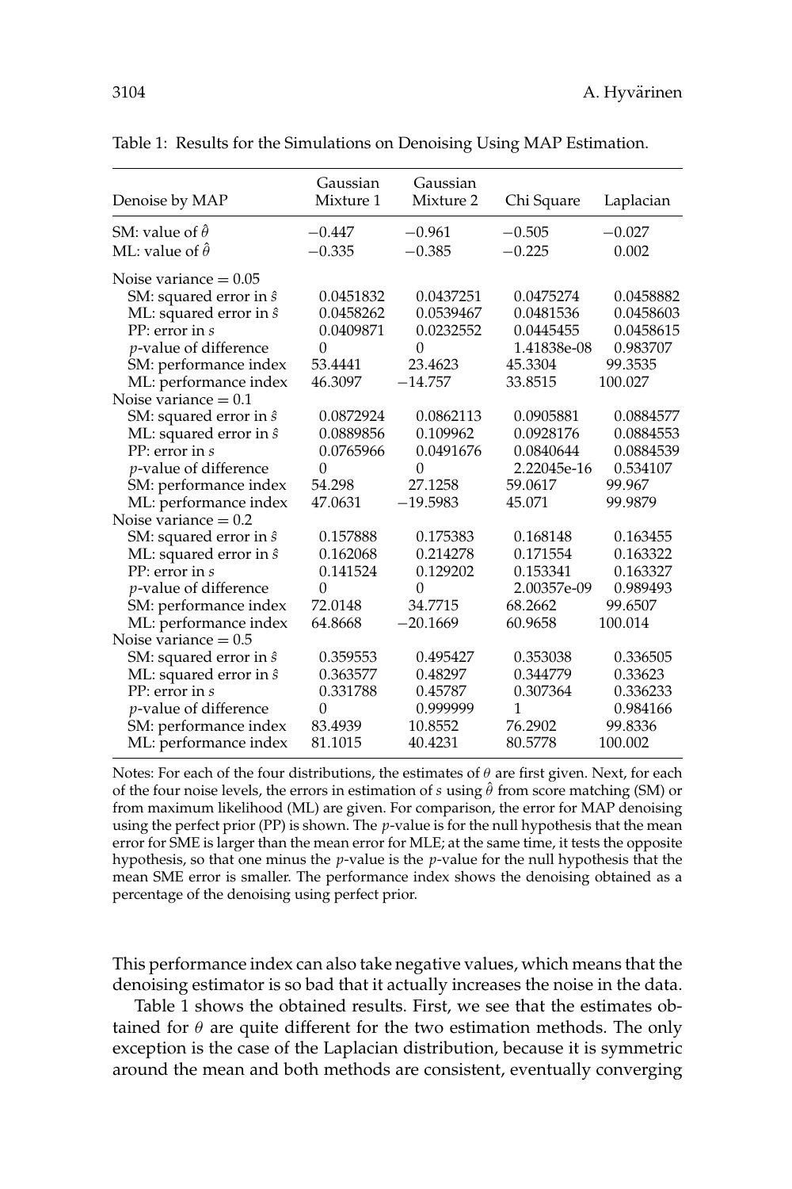Table 1: Results for the Simulations on Denoising Using MAP Estimation.

| Denoise by MAP | Gaussian Mixture 1 | Gaussian Mixture 2 | Chi Square | Laplacian |
|---|---|---|---|---|
| SM: value of $\hat{\theta}$ | −0.447 | −0.961 | −0.505 | −0.027 |
| ML: value of $\hat{\theta}$ | −0.335 | −0.385 | −0.225 | 0.002 |
| Noise variance = 0.05 | | | | |
| SM: squared error in $\hat{s}$ | 0.0451832 | 0.0437251 | 0.0475274 | 0.0458882 |
| ML: squared error in $\hat{s}$ | 0.0458262 | 0.0539467 | 0.0481536 | 0.0458603 |
| PP: error in $s$ | 0.0409871 | 0.0232552 | 0.0445455 | 0.0458615 |
| $p$-value of difference | 0 | 0 | 1.41838e-08 | 0.983707 |
| SM: performance index | 53.4441 | 23.4623 | 45.3304 | 99.3535 |
| ML: performance index | 46.3097 | −14.757 | 33.8515 | 100.027 |
| Noise variance = 0.1 | | | | |
| SM: squared error in $\hat{s}$ | 0.0872924 | 0.0862113 | 0.0905881 | 0.0884577 |
| ML: squared error in $\hat{s}$ | 0.0889856 | 0.109962 | 0.0928176 | 0.0884553 |
| PP: error in $s$ | 0.0765966 | 0.0491676 | 0.0840644 | 0.0884539 |
| $p$-value of difference | 0 | 0 | 2.22045e-16 | 0.534107 |
| SM: performance index | 54.298 | 27.1258 | 59.0617 | 99.967 |
| ML: performance index | 47.0631 | −19.5983 | 45.071 | 99.9879 |
| Noise variance = 0.2 | | | | |
| SM: squared error in $\hat{s}$ | 0.157888 | 0.175383 | 0.168148 | 0.163455 |
| ML: squared error in $\hat{s}$ | 0.162068 | 0.214278 | 0.171554 | 0.163322 |
| PP: error in $s$ | 0.141524 | 0.129202 | 0.153341 | 0.163327 |
| $p$-value of difference | 0 | 0 | 2.00357e-09 | 0.989493 |
| SM: performance index | 72.0148 | 34.7715 | 68.2662 | 99.6507 |
| ML: performance index | 64.8668 | −20.1669 | 60.9658 | 100.014 |
| Noise variance = 0.5 | | | | |
| SM: squared error in $\hat{s}$ | 0.359553 | 0.495427 | 0.353038 | 0.336505 |
| ML: squared error in $\hat{s}$ | 0.363577 | 0.48297 | 0.344779 | 0.33623 |
| PP: error in $s$ | 0.331788 | 0.45787 | 0.307364 | 0.336233 |
| $p$-value of difference | 0 | 0.999999 | 1 | 0.984166 |
| SM: performance index | 83.4939 | 10.8552 | 76.2902 | 99.8336 |
| ML: performance index | 81.1015 | 40.4231 | 80.5778 | 100.002 |

Notes: For each of the four distributions, the estimates of $\theta$ are first given. Next, for each of the four noise levels, the errors in estimation of $s$ using $\hat{\theta}$ from score matching (SM) or from maximum likelihood (ML) are given. For comparison, the error for MAP denoising using the perfect prior (PP) is shown. The $p$-value is for the null hypothesis that the mean error for SME is larger than the mean error for MLE; at the same time, it tests the opposite hypothesis, so that one minus the $p$-value is the $p$-value for the null hypothesis that the mean SME error is smaller. The performance index shows the denoising obtained as a percentage of the denoising using perfect prior.

This performance index can also take negative values, which means that the denoising estimator is so bad that it actually increases the noise in the data.

Table 1 shows the obtained results. First, we see that the estimates obtained for $\theta$ are quite different for the two estimation methods. The only exception is the case of the Laplacian distribution, because it is symmetric around the mean and both methods are consistent, eventually converging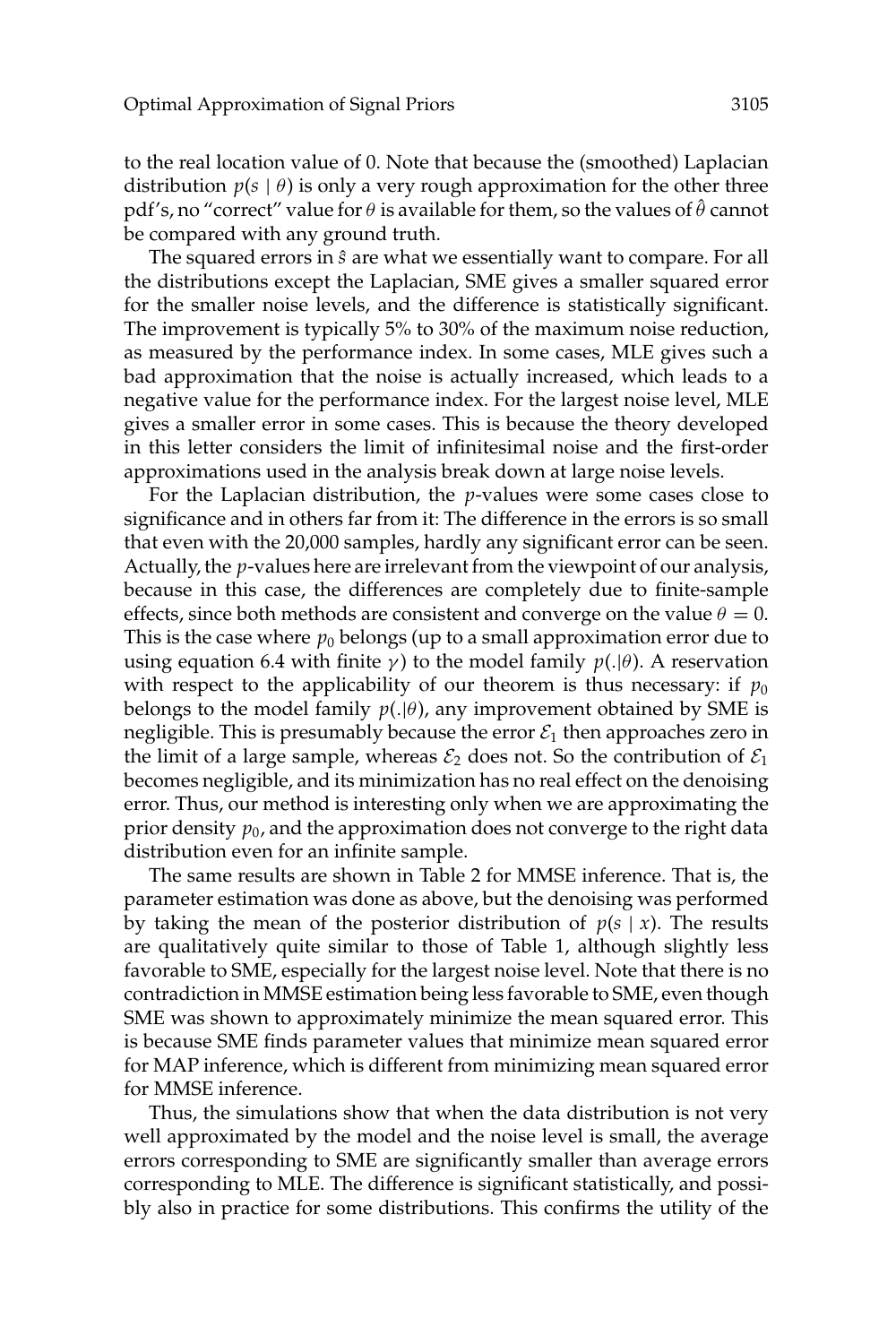to the real location value of 0. Note that because the (smoothed) Laplacian distribution $p(s \mid \theta)$ is only a very rough approximation for the other three pdf's, no "correct" value for $\theta$ is available for them, so the values of $\hat{\theta}$ cannot be compared with any ground truth.

The squared errors in $\hat{s}$ are what we essentially want to compare. For all the distributions except the Laplacian, SME gives a smaller squared error for the smaller noise levels, and the difference is statistically significant. The improvement is typically 5% to 30% of the maximum noise reduction, as measured by the performance index. In some cases, MLE gives such a bad approximation that the noise is actually increased, which leads to a negative value for the performance index. For the largest noise level, MLE gives a smaller error in some cases. This is because the theory developed in this letter considers the limit of infinitesimal noise and the first-order approximations used in the analysis break down at large noise levels.

For the Laplacian distribution, the $p$-values were some cases close to significance and in others far from it: The difference in the errors is so small that even with the 20,000 samples, hardly any significant error can be seen. Actually, the $p$-values here are irrelevant from the viewpoint of our analysis, because in this case, the differences are completely due to finite-sample effects, since both methods are consistent and converge on the value $\theta = 0$. This is the case where $p_0$ belongs (up to a small approximation error due to using equation 6.4 with finite $\gamma$) to the model family $p(.|\theta)$. A reservation with respect to the applicability of our theorem is thus necessary: if $p_0$ belongs to the model family $p(.|\theta)$, any improvement obtained by SME is negligible. This is presumably because the error $\mathcal{E}_1$ then approaches zero in the limit of a large sample, whereas $\mathcal{E}_2$ does not. So the contribution of $\mathcal{E}_1$ becomes negligible, and its minimization has no real effect on the denoising error. Thus, our method is interesting only when we are approximating the prior density $p_0$, and the approximation does not converge to the right data distribution even for an infinite sample.

The same results are shown in Table 2 for MMSE inference. That is, the parameter estimation was done as above, but the denoising was performed by taking the mean of the posterior distribution of $p(s \mid x)$. The results are qualitatively quite similar to those of Table 1, although slightly less favorable to SME, especially for the largest noise level. Note that there is no contradiction in MMSE estimation being less favorable to SME, even though SME was shown to approximately minimize the mean squared error. This is because SME finds parameter values that minimize mean squared error for MAP inference, which is different from minimizing mean squared error for MMSE inference.

Thus, the simulations show that when the data distribution is not very well approximated by the model and the noise level is small, the average errors corresponding to SME are significantly smaller than average errors corresponding to MLE. The difference is significant statistically, and possibly also in practice for some distributions. This confirms the utility of the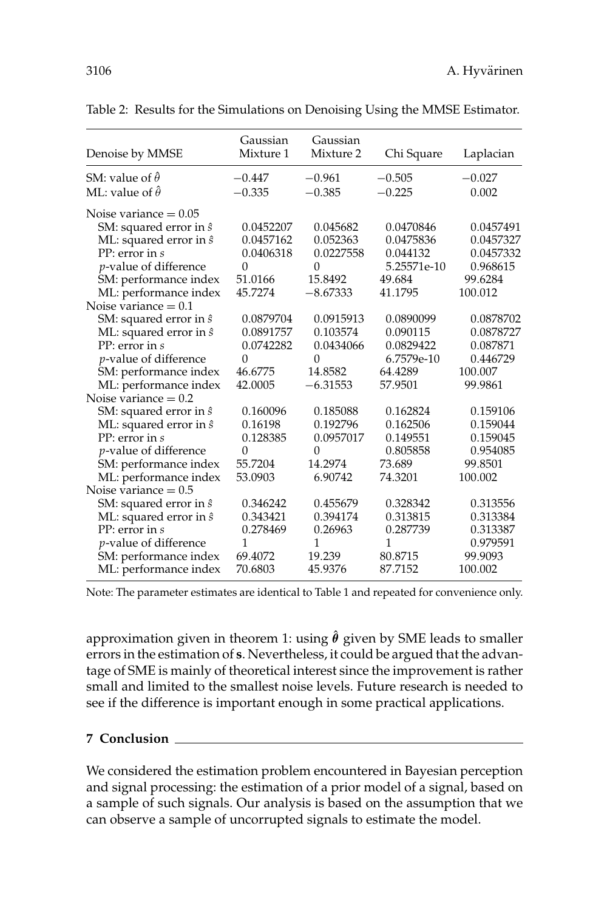Table 2: Results for the Simulations on Denoising Using the MMSE Estimator.

| Denoise by MMSE | Gaussian Mixture 1 | Gaussian Mixture 2 | Chi Square | Laplacian |
|---|---|---|---|---|
| SM: value of $\hat{\theta}$ | −0.447 | −0.961 | −0.505 | −0.027 |
| ML: value of $\hat{\theta}$ | −0.335 | −0.385 | −0.225 | 0.002 |
| Noise variance = 0.05 | | | | |
| SM: squared error in $\hat{s}$ | 0.0452207 | 0.045682 | 0.0470846 | 0.0457491 |
| ML: squared error in $\hat{s}$ | 0.0457162 | 0.052363 | 0.0475836 | 0.0457327 |
| PP: error in $s$ | 0.0406318 | 0.0227558 | 0.044132 | 0.0457332 |
| $p$-value of difference | 0 | 0 | 5.25571e-10 | 0.968615 |
| SM: performance index | 51.0166 | 15.8492 | 49.684 | 99.6284 |
| ML: performance index | 45.7274 | −8.67333 | 41.1795 | 100.012 |
| Noise variance = 0.1 | | | | |
| SM: squared error in $\hat{s}$ | 0.0879704 | 0.0915913 | 0.0890099 | 0.0878702 |
| ML: squared error in $\hat{s}$ | 0.0891757 | 0.103574 | 0.090115 | 0.0878727 |
| PP: error in $s$ | 0.0742282 | 0.0434066 | 0.0829422 | 0.087871 |
| $p$-value of difference | 0 | 0 | 6.7579e-10 | 0.446729 |
| SM: performance index | 46.6775 | 14.8582 | 64.4289 | 100.007 |
| ML: performance index | 42.0005 | −6.31553 | 57.9501 | 99.9861 |
| Noise variance = 0.2 | | | | |
| SM: squared error in $\hat{s}$ | 0.160096 | 0.185088 | 0.162824 | 0.159106 |
| ML: squared error in $\hat{s}$ | 0.16198 | 0.192796 | 0.162506 | 0.159044 |
| PP: error in $s$ | 0.128385 | 0.0957017 | 0.149551 | 0.159045 |
| $p$-value of difference | 0 | 0 | 0.805858 | 0.954085 |
| SM: performance index | 55.7204 | 14.2974 | 73.689 | 99.8501 |
| ML: performance index | 53.0903 | 6.90742 | 74.3201 | 100.002 |
| Noise variance = 0.5 | | | | |
| SM: squared error in $\hat{s}$ | 0.346242 | 0.455679 | 0.328342 | 0.313556 |
| ML: squared error in $\hat{s}$ | 0.343421 | 0.394174 | 0.313815 | 0.313384 |
| PP: error in $s$ | 0.278469 | 0.26963 | 0.287739 | 0.313387 |
| $p$-value of difference | 1 | 1 | 1 | 0.979591 |
| SM: performance index | 69.4072 | 19.239 | 80.8715 | 99.9093 |
| ML: performance index | 70.6803 | 45.9376 | 87.7152 | 100.002 |

Note: The parameter estimates are identical to Table 1 and repeated for convenience only.

approximation given in theorem 1: using $\hat{\boldsymbol{\theta}}$ given by SME leads to smaller errors in the estimation of $\mathbf{s}$. Nevertheless, it could be argued that the advantage of SME is mainly of theoretical interest since the improvement is rather small and limited to the smallest noise levels. Future research is needed to see if the difference is important enough in some practical applications.

## 7 Conclusion

We considered the estimation problem encountered in Bayesian perception and signal processing: the estimation of a prior model of a signal, based on a sample of such signals. Our analysis is based on the assumption that we can observe a sample of uncorrupted signals to estimate the model.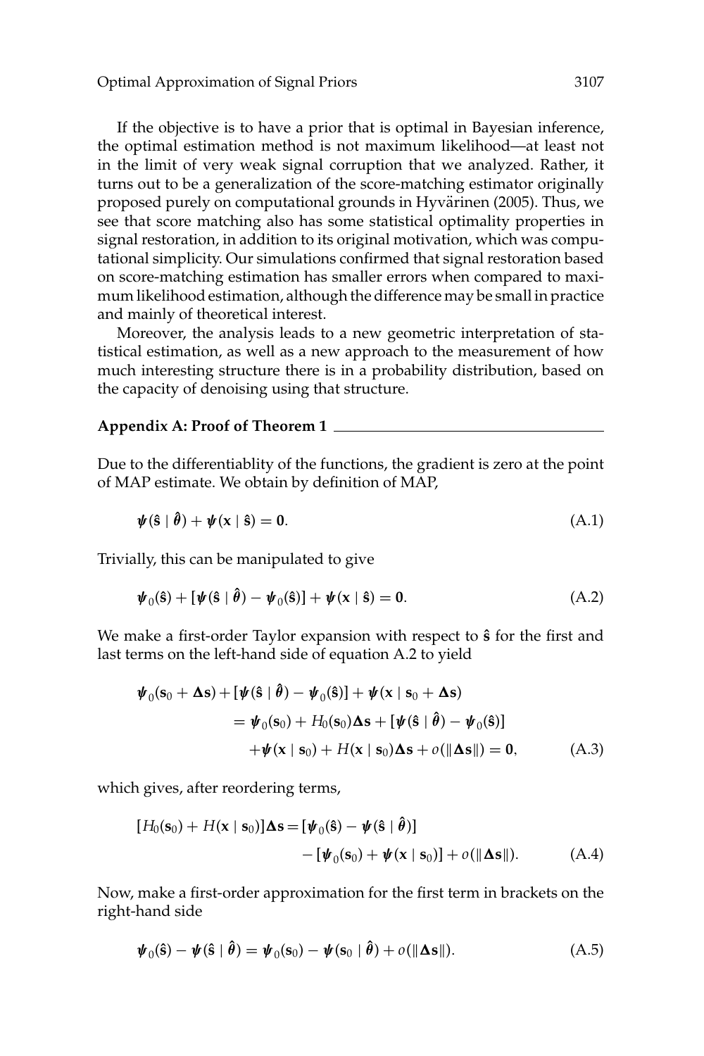If the objective is to have a prior that is optimal in Bayesian inference, the optimal estimation method is not maximum likelihood—at least not in the limit of very weak signal corruption that we analyzed. Rather, it turns out to be a generalization of the score-matching estimator originally proposed purely on computational grounds in Hyvärinen (2005). Thus, we see that score matching also has some statistical optimality properties in signal restoration, in addition to its original motivation, which was computational simplicity. Our simulations confirmed that signal restoration based on score-matching estimation has smaller errors when compared to maximum likelihood estimation, although the difference may be small in practice and mainly of theoretical interest.

Moreover, the analysis leads to a new geometric interpretation of statistical estimation, as well as a new approach to the measurement of how much interesting structure there is in a probability distribution, based on the capacity of denoising using that structure.

## Appendix A: Proof of Theorem 1

Due to the differentiablity of the functions, the gradient is zero at the point of MAP estimate. We obtain by definition of MAP,

$$\boldsymbol{\psi}(\hat{\mathbf{s}} \mid \hat{\boldsymbol{\theta}}) + \boldsymbol{\psi}(\mathbf{x} \mid \hat{\mathbf{s}}) = \mathbf{0}. \tag{A.1}$$

Trivially, this can be manipulated to give

$$\boldsymbol{\psi}_0(\hat{\mathbf{s}}) + [\boldsymbol{\psi}(\hat{\mathbf{s}} \mid \hat{\boldsymbol{\theta}}) - \boldsymbol{\psi}_0(\hat{\mathbf{s}})] + \boldsymbol{\psi}(\mathbf{x} \mid \hat{\mathbf{s}}) = \mathbf{0}. \tag{A.2}$$

We make a first-order Taylor expansion with respect to $\hat{\mathbf{s}}$ for the first and last terms on the left-hand side of equation A.2 to yield

$$\begin{aligned}
\boldsymbol{\psi}_0(\mathbf{s}_0 + \boldsymbol{\Delta}\mathbf{s}) + [\boldsymbol{\psi}(\hat{\mathbf{s}} \mid \hat{\boldsymbol{\theta}}) - \boldsymbol{\psi}_0(\hat{\mathbf{s}})] + \boldsymbol{\psi}(\mathbf{x} \mid \mathbf{s}_0 + \boldsymbol{\Delta}\mathbf{s}) \\
= \boldsymbol{\psi}_0(\mathbf{s}_0) + H_0(\mathbf{s}_0)\boldsymbol{\Delta}\mathbf{s} + [\boldsymbol{\psi}(\hat{\mathbf{s}} \mid \hat{\boldsymbol{\theta}}) - \boldsymbol{\psi}_0(\hat{\mathbf{s}})] \\
+ \boldsymbol{\psi}(\mathbf{x} \mid \mathbf{s}_0) + H(\mathbf{x} \mid \mathbf{s}_0)\boldsymbol{\Delta}\mathbf{s} + o(\|\boldsymbol{\Delta}\mathbf{s}\|) = \mathbf{0},
\end{aligned} \tag{A.3}$$

which gives, after reordering terms,

$$\begin{aligned}
[H_0(\mathbf{s}_0) + H(\mathbf{x} \mid \mathbf{s}_0)]\boldsymbol{\Delta}\mathbf{s} = [\boldsymbol{\psi}_0(\hat{\mathbf{s}}) - \boldsymbol{\psi}(\hat{\mathbf{s}} \mid \hat{\boldsymbol{\theta}})] \\
- [\boldsymbol{\psi}_0(\mathbf{s}_0) + \boldsymbol{\psi}(\mathbf{x} \mid \mathbf{s}_0)] + o(\|\boldsymbol{\Delta}\mathbf{s}\|).
\end{aligned} \tag{A.4}$$

Now, make a first-order approximation for the first term in brackets on the right-hand side

$$\boldsymbol{\psi}_0(\hat{\mathbf{s}}) - \boldsymbol{\psi}(\hat{\mathbf{s}} \mid \hat{\boldsymbol{\theta}}) = \boldsymbol{\psi}_0(\mathbf{s}_0) - \boldsymbol{\psi}(\mathbf{s}_0 \mid \hat{\boldsymbol{\theta}}) + o(\|\boldsymbol{\Delta}\mathbf{s}\|). \tag{A.5}$$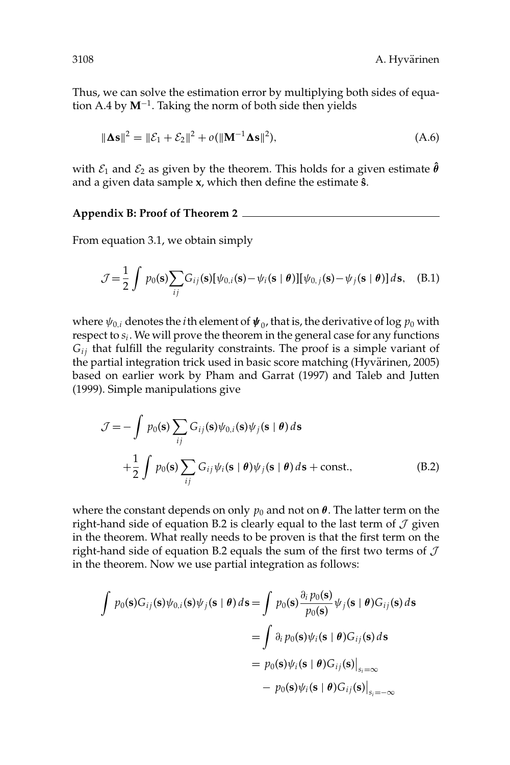Thus, we can solve the estimation error by multiplying both sides of equation A.4 by $\mathbf{M}^{-1}$. Taking the norm of both side then yields

$$\|\mathbf{\Delta s}\|^2 = \|\mathcal{E}_1 + \mathcal{E}_2\|^2 + o(\|\mathbf{M}^{-1}\mathbf{\Delta s}\|^2), \tag{A.6}$$

with $\mathcal{E}_1$ and $\mathcal{E}_2$ as given by the theorem. This holds for a given estimate $\hat{\boldsymbol{\theta}}$ and a given data sample $\mathbf{x}$, which then define the estimate $\hat{\mathbf{s}}$.

## Appendix B: Proof of Theorem 2

From equation 3.1, we obtain simply

$$\mathcal{J} = \frac{1}{2}\int p_0(\mathbf{s})\sum_{ij} G_{ij}(\mathbf{s})[\psi_{0,i}(\mathbf{s}) - \psi_i(\mathbf{s} \mid \boldsymbol{\theta})][\psi_{0,j}(\mathbf{s}) - \psi_j(\mathbf{s} \mid \boldsymbol{\theta})]\,d\mathbf{s}, \tag{B.1}$$

where $\psi_{0,i}$ denotes the $i$th element of $\boldsymbol{\psi}_0$, that is, the derivative of $\log p_0$ with respect to $s_i$. We will prove the theorem in the general case for any functions $G_{ij}$ that fulfill the regularity constraints. The proof is a simple variant of the partial integration trick used in basic score matching (Hyvärinen, 2005) based on earlier work by Pham and Garrat (1997) and Taleb and Jutten (1999). Simple manipulations give

$$\begin{aligned}
\mathcal{J} = &-\int p_0(\mathbf{s})\sum_{ij} G_{ij}(\mathbf{s})\psi_{0,i}(\mathbf{s})\psi_j(\mathbf{s} \mid \boldsymbol{\theta})\,d\mathbf{s} \\
&+\frac{1}{2}\int p_0(\mathbf{s})\sum_{ij} G_{ij}\psi_i(\mathbf{s} \mid \boldsymbol{\theta})\psi_j(\mathbf{s} \mid \boldsymbol{\theta})\,d\mathbf{s} + \text{const.},
\end{aligned} \tag{B.2}$$

where the constant depends on only $p_0$ and not on $\boldsymbol{\theta}$. The latter term on the right-hand side of equation B.2 is clearly equal to the last term of $\mathcal{J}$ given in the theorem. What really needs to be proven is that the first term on the right-hand side of equation B.2 equals the sum of the first two terms of $\mathcal{J}$ in the theorem. Now we use partial integration as follows:

$$\begin{aligned}
\int p_0(\mathbf{s})G_{ij}(\mathbf{s})\psi_{0,i}(\mathbf{s})\psi_j(\mathbf{s} \mid \boldsymbol{\theta})\,d\mathbf{s} &= \int p_0(\mathbf{s})\frac{\partial_i p_0(\mathbf{s})}{p_0(\mathbf{s})}\psi_j(\mathbf{s} \mid \boldsymbol{\theta})G_{ij}(\mathbf{s})\,d\mathbf{s} \\
&= \int \partial_i p_0(\mathbf{s})\psi_i(\mathbf{s} \mid \boldsymbol{\theta})G_{ij}(\mathbf{s})\,d\mathbf{s} \\
&= p_0(\mathbf{s})\psi_i(\mathbf{s} \mid \boldsymbol{\theta})G_{ij}(\mathbf{s})\big|_{s_i=\infty} \\
&\quad - p_0(\mathbf{s})\psi_i(\mathbf{s} \mid \boldsymbol{\theta})G_{ij}(\mathbf{s})\big|_{s_i=-\infty}
\end{aligned}$$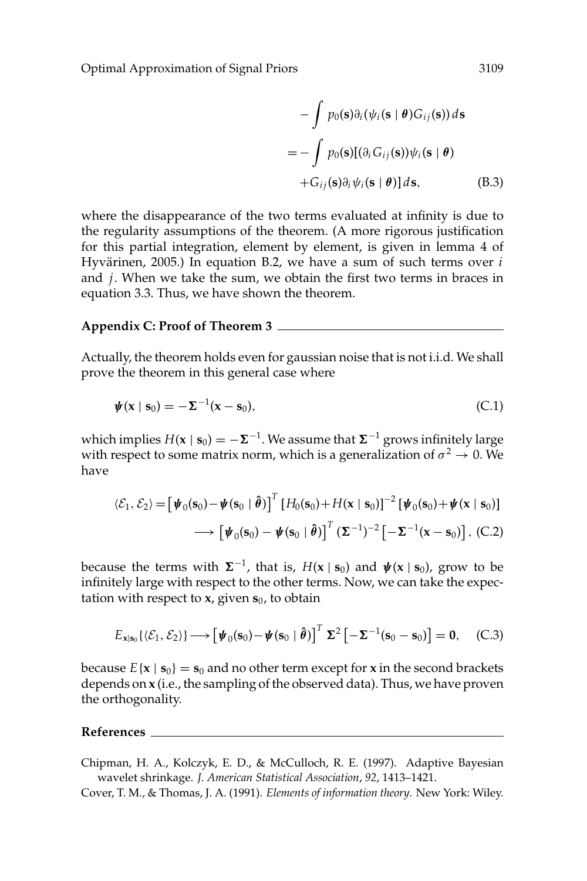$$
\begin{aligned}
& - \int p_0(\mathbf{s}) \partial_i (\psi_i(\mathbf{s} \mid \boldsymbol{\theta}) G_{ij}(\mathbf{s}))\, d\mathbf{s} \\
&= - \int p_0(\mathbf{s}) [(\partial_i G_{ij}(\mathbf{s})) \psi_i(\mathbf{s} \mid \boldsymbol{\theta}) \\
&\quad + G_{ij}(\mathbf{s}) \partial_i \psi_i(\mathbf{s} \mid \boldsymbol{\theta})]\, d\mathbf{s},
\end{aligned}
\tag{B.3}
$$

where the disappearance of the two terms evaluated at infinity is due to the regularity assumptions of the theorem. (A more rigorous justification for this partial integration, element by element, is given in lemma 4 of Hyvärinen, 2005.) In equation B.2, we have a sum of such terms over $i$ and $j$. When we take the sum, we obtain the first two terms in braces in equation 3.3. Thus, we have shown the theorem.

## Appendix C: Proof of Theorem 3

Actually, the theorem holds even for gaussian noise that is not i.i.d. We shall prove the theorem in this general case where

$$
\boldsymbol{\psi}(\mathbf{x} \mid \mathbf{s}_0) = -\boldsymbol{\Sigma}^{-1}(\mathbf{x} - \mathbf{s}_0),
\tag{C.1}
$$

which implies $H(\mathbf{x} \mid \mathbf{s}_0) = -\boldsymbol{\Sigma}^{-1}$. We assume that $\boldsymbol{\Sigma}^{-1}$ grows infinitely large with respect to some matrix norm, which is a generalization of $\sigma^2 \to 0$. We have

$$
\begin{aligned}
\langle \mathcal{E}_1, \mathcal{E}_2 \rangle &= \left[ \boldsymbol{\psi}_0(\mathbf{s}_0) - \boldsymbol{\psi}(\mathbf{s}_0 \mid \hat{\boldsymbol{\theta}}) \right]^T [H_0(\mathbf{s}_0) + H(\mathbf{x} \mid \mathbf{s}_0)]^{-2} [\boldsymbol{\psi}_0(\mathbf{s}_0) + \boldsymbol{\psi}(\mathbf{x} \mid \mathbf{s}_0)] \\
&\longrightarrow \left[ \boldsymbol{\psi}_0(\mathbf{s}_0) - \boldsymbol{\psi}(\mathbf{s}_0 \mid \hat{\boldsymbol{\theta}}) \right]^T (\boldsymbol{\Sigma}^{-1})^{-2} \left[ -\boldsymbol{\Sigma}^{-1}(\mathbf{x} - \mathbf{s}_0) \right],
\end{aligned}
\tag{C.2}
$$

because the terms with $\boldsymbol{\Sigma}^{-1}$, that is, $H(\mathbf{x} \mid \mathbf{s}_0)$ and $\boldsymbol{\psi}(\mathbf{x} \mid \mathbf{s}_0)$, grow to be infinitely large with respect to the other terms. Now, we can take the expectation with respect to $\mathbf{x}$, given $\mathbf{s}_0$, to obtain

$$
E_{\mathbf{x}|\mathbf{s}_0}\{\langle \mathcal{E}_1, \mathcal{E}_2 \rangle\} \longrightarrow \left[ \boldsymbol{\psi}_0(\mathbf{s}_0) - \boldsymbol{\psi}(\mathbf{s}_0 \mid \hat{\boldsymbol{\theta}}) \right]^T \boldsymbol{\Sigma}^2 \left[ -\boldsymbol{\Sigma}^{-1}(\mathbf{s}_0 - \mathbf{s}_0) \right] = \mathbf{0},
\tag{C.3}
$$

because $E\{\mathbf{x} \mid \mathbf{s}_0\} = \mathbf{s}_0$ and no other term except for $\mathbf{x}$ in the second brackets depends on $\mathbf{x}$ (i.e., the sampling of the observed data). Thus, we have proven the orthogonality.

## References

Chipman, H. A., Kolczyk, E. D., & McCulloch, R. E. (1997). Adaptive Bayesian wavelet shrinkage. *J. American Statistical Association*, *92*, 1413–1421.

Cover, T. M., & Thomas, J. A. (1991). *Elements of information theory*. New York: Wiley.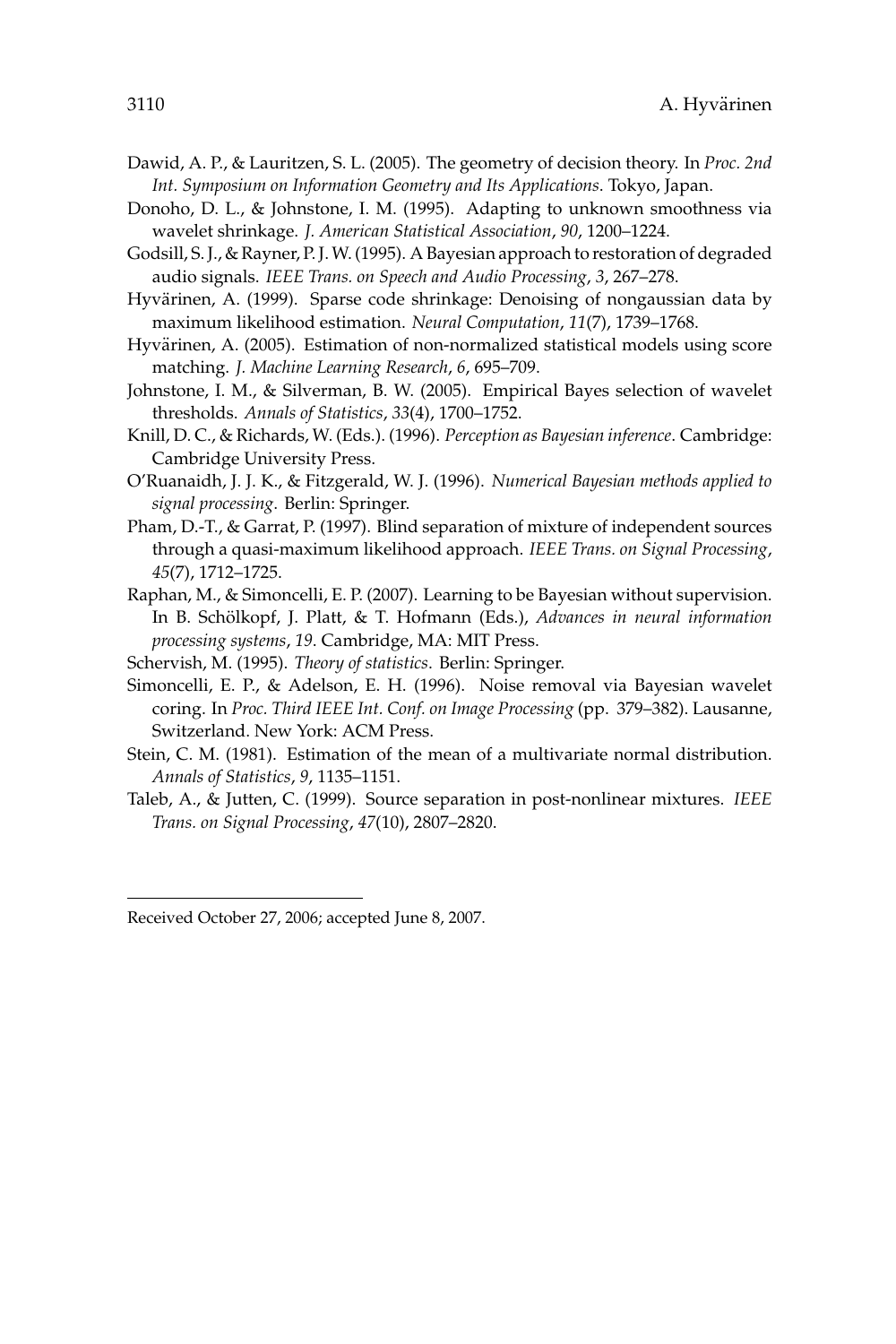Dawid, A. P., & Lauritzen, S. L. (2005). The geometry of decision theory. In *Proc. 2nd Int. Symposium on Information Geometry and Its Applications*. Tokyo, Japan.

Donoho, D. L., & Johnstone, I. M. (1995). Adapting to unknown smoothness via wavelet shrinkage. *J. American Statistical Association*, *90*, 1200–1224.

Godsill, S. J., & Rayner, P. J. W. (1995). A Bayesian approach to restoration of degraded audio signals. *IEEE Trans. on Speech and Audio Processing*, *3*, 267–278.

Hyvärinen, A. (1999). Sparse code shrinkage: Denoising of nongaussian data by maximum likelihood estimation. *Neural Computation*, *11*(7), 1739–1768.

Hyvärinen, A. (2005). Estimation of non-normalized statistical models using score matching. *J. Machine Learning Research*, *6*, 695–709.

Johnstone, I. M., & Silverman, B. W. (2005). Empirical Bayes selection of wavelet thresholds. *Annals of Statistics*, *33*(4), 1700–1752.

Knill, D. C., & Richards, W. (Eds.). (1996). *Perception as Bayesian inference*. Cambridge: Cambridge University Press.

O'Ruanaidh, J. J. K., & Fitzgerald, W. J. (1996). *Numerical Bayesian methods applied to signal processing*. Berlin: Springer.

Pham, D.-T., & Garrat, P. (1997). Blind separation of mixture of independent sources through a quasi-maximum likelihood approach. *IEEE Trans. on Signal Processing*, *45*(7), 1712–1725.

Raphan, M., & Simoncelli, E. P. (2007). Learning to be Bayesian without supervision. In B. Schölkopf, J. Platt, & T. Hofmann (Eds.), *Advances in neural information processing systems*, *19*. Cambridge, MA: MIT Press.

Schervish, M. (1995). *Theory of statistics*. Berlin: Springer.

Simoncelli, E. P., & Adelson, E. H. (1996). Noise removal via Bayesian wavelet coring. In *Proc. Third IEEE Int. Conf. on Image Processing* (pp. 379–382). Lausanne, Switzerland. New York: ACM Press.

Stein, C. M. (1981). Estimation of the mean of a multivariate normal distribution. *Annals of Statistics*, *9*, 1135–1151.

Taleb, A., & Jutten, C. (1999). Source separation in post-nonlinear mixtures. *IEEE Trans. on Signal Processing*, *47*(10), 2807–2820.

---

Received October 27, 2006; accepted June 8, 2007.